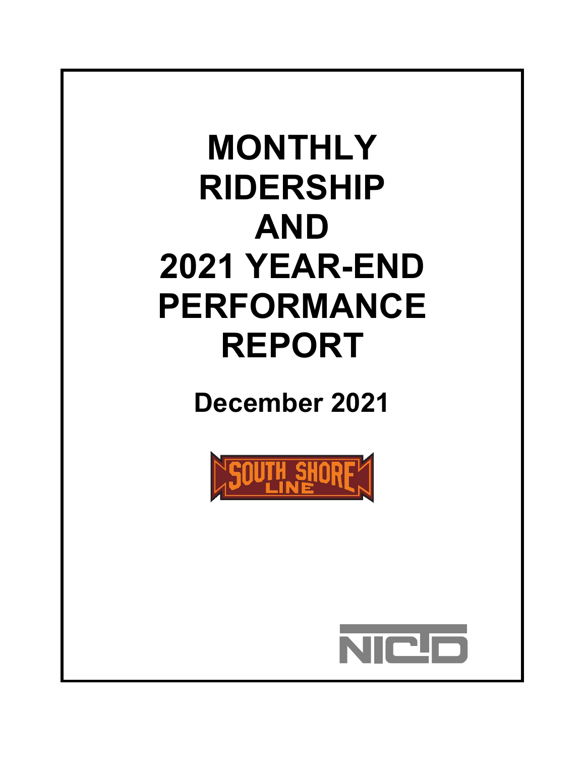# MONTHLY RIDERSHIP AND 2021 YEAR-END PERFORMANCE REPORT

## December 2021

SOUTH SHORE LINE

NICTD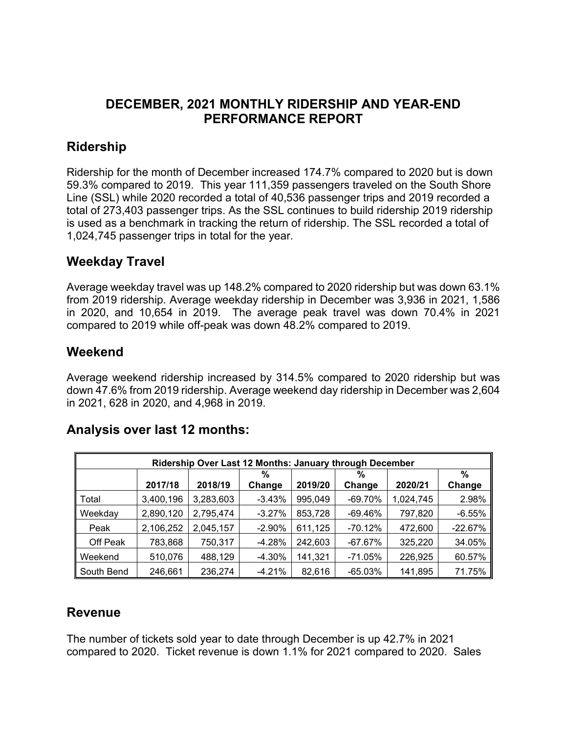# DECEMBER, 2021 MONTHLY RIDERSHIP AND YEAR-END PERFORMANCE REPORT

## Ridership

Ridership for the month of December increased 174.7% compared to 2020 but is down 59.3% compared to 2019. This year 111,359 passengers traveled on the South Shore Line (SSL) while 2020 recorded a total of 40,536 passenger trips and 2019 recorded a total of 273,403 passenger trips. As the SSL continues to build ridership 2019 ridership is used as a benchmark in tracking the return of ridership. The SSL recorded a total of 1,024,745 passenger trips in total for the year.

## Weekday Travel

Average weekday travel was up 148.2% compared to 2020 ridership but was down 63.1% from 2019 ridership. Average weekday ridership in December was 3,936 in 2021, 1,586 in 2020, and 10,654 in 2019. The average peak travel was down 70.4% in 2021 compared to 2019 while off-peak was down 48.2% compared to 2019.

## Weekend

Average weekend ridership increased by 314.5% compared to 2020 ridership but was down 47.6% from 2019 ridership. Average weekend day ridership in December was 2,604 in 2021, 628 in 2020, and 4,968 in 2019.

## Analysis over last 12 months:

| Ridership Over Last 12 Months: January through December | | | | | | | |
|---|---|---|---|---|---|---|---|
| | 2017/18 | 2018/19 | % Change | 2019/20 | % Change | 2020/21 | % Change |
| Total | 3,400,196 | 3,283,603 | -3.43% | 995,049 | -69.70% | 1,024,745 | 2.98% |
| Weekday | 2,890,120 | 2,795,474 | -3.27% | 853,728 | -69.46% | 797,820 | -6.55% |
| Peak | 2,106,252 | 2,045,157 | -2.90% | 611,125 | -70.12% | 472,600 | -22.67% |
| Off Peak | 783,868 | 750,317 | -4.28% | 242,603 | -67.67% | 325,220 | 34.05% |
| Weekend | 510,076 | 488,129 | -4.30% | 141,321 | -71.05% | 226,925 | 60.57% |
| South Bend | 246,661 | 236,274 | -4.21% | 82,616 | -65.03% | 141,895 | 71.75% |

## Revenue

The number of tickets sold year to date through December is up 42.7% in 2021 compared to 2020. Ticket revenue is down 1.1% for 2021 compared to 2020. Sales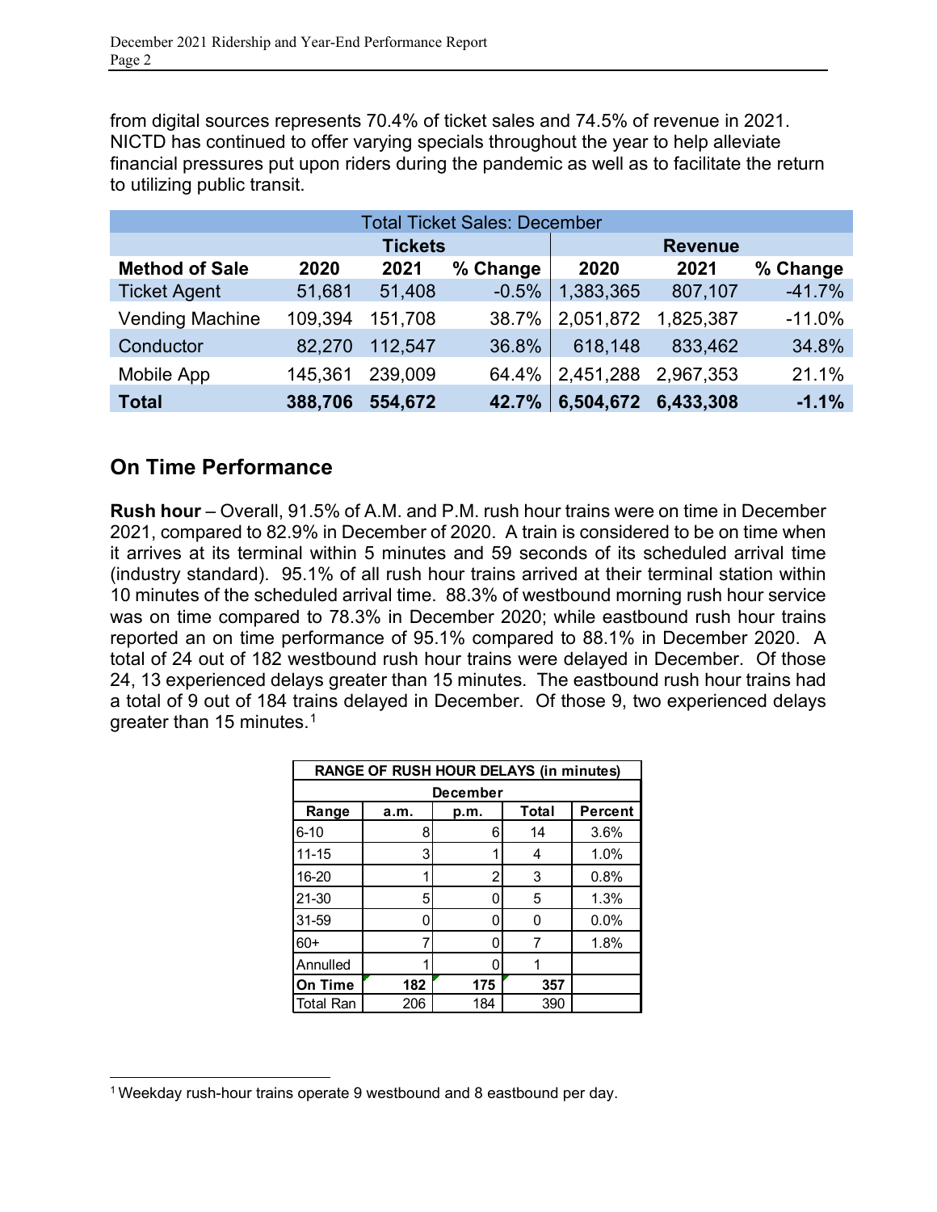from digital sources represents 70.4% of ticket sales and 74.5% of revenue in 2021. NICTD has continued to offer varying specials throughout the year to help alleviate financial pressures put upon riders during the pandemic as well as to facilitate the return to utilizing public transit.

| Total Ticket Sales: December | | | | | | |
|---|---|---|---|---|---|---|
| | Tickets | | | Revenue | | |
| **Method of Sale** | **2020** | **2021** | **% Change** | **2020** | **2021** | **% Change** |
| Ticket Agent | 51,681 | 51,408 | -0.5% | 1,383,365 | 807,107 | -41.7% |
| Vending Machine | 109,394 | 151,708 | 38.7% | 2,051,872 | 1,825,387 | -11.0% |
| Conductor | 82,270 | 112,547 | 36.8% | 618,148 | 833,462 | 34.8% |
| Mobile App | 145,361 | 239,009 | 64.4% | 2,451,288 | 2,967,353 | 21.1% |
| **Total** | **388,706** | **554,672** | **42.7%** | **6,504,672** | **6,433,308** | **-1.1%** |

## On Time Performance

**Rush hour** – Overall, 91.5% of A.M. and P.M. rush hour trains were on time in December 2021, compared to 82.9% in December of 2020. A train is considered to be on time when it arrives at its terminal within 5 minutes and 59 seconds of its scheduled arrival time (industry standard). 95.1% of all rush hour trains arrived at their terminal station within 10 minutes of the scheduled arrival time. 88.3% of westbound morning rush hour service was on time compared to 78.3% in December 2020; while eastbound rush hour trains reported an on time performance of 95.1% compared to 88.1% in December 2020. A total of 24 out of 182 westbound rush hour trains were delayed in December. Of those 24, 13 experienced delays greater than 15 minutes. The eastbound rush hour trains had a total of 9 out of 184 trains delayed in December. Of those 9, two experienced delays greater than 15 minutes.[1]

| RANGE OF RUSH HOUR DELAYS (in minutes) | | | | |
|---|---|---|---|---|
| December | | | | |
| **Range** | **a.m.** | **p.m.** | **Total** | **Percent** |
| 6-10 | 8 | 6 | 14 | 3.6% |
| 11-15 | 3 | 1 | 4 | 1.0% |
| 16-20 | 1 | 2 | 3 | 0.8% |
| 21-30 | 5 | 0 | 5 | 1.3% |
| 31-59 | 0 | 0 | 0 | 0.0% |
| 60+ | 7 | 0 | 7 | 1.8% |
| Annulled | 1 | 0 | 1 | |
| **On Time** | **182** | **175** | **357** | |
| Total Ran | 206 | 184 | 390 | |

[1] Weekday rush-hour trains operate 9 westbound and 8 eastbound per day.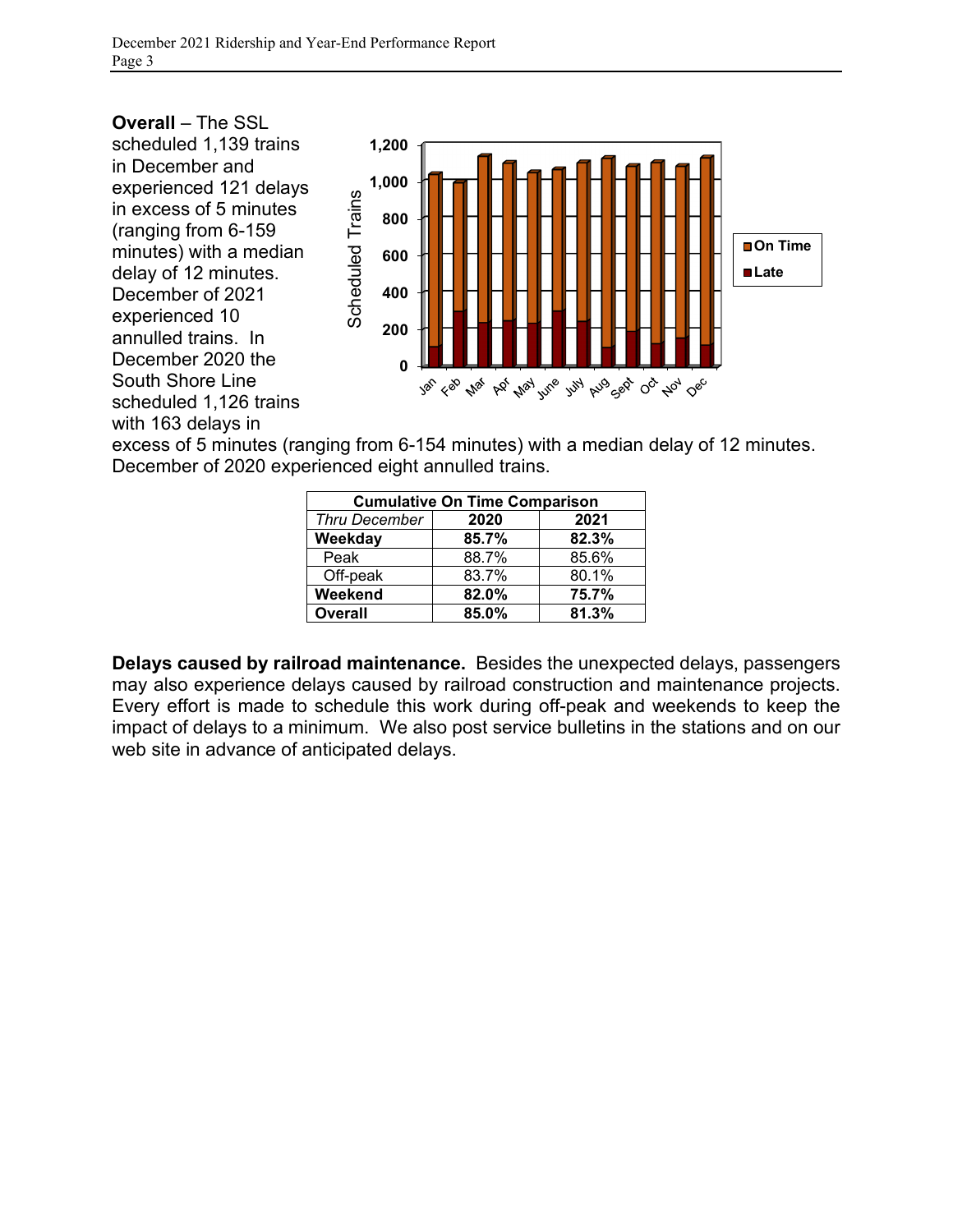**Overall** – The SSL scheduled 1,139 trains in December and experienced 121 delays in excess of 5 minutes (ranging from 6-159 minutes) with a median delay of 12 minutes. December of 2021 experienced 10 annulled trains. In December 2020 the South Shore Line scheduled 1,126 trains with 163 delays in excess of 5 minutes (ranging from 6-154 minutes) with a median delay of 12 minutes. December of 2020 experienced eight annulled trains.

| Cumulative On Time Comparison | | |
|---|---|---|
| *Thru December* | **2020** | **2021** |
| **Weekday** | **85.7%** | **82.3%** |
| Peak | 88.7% | 85.6% |
| Off-peak | 83.7% | 80.1% |
| **Weekend** | **82.0%** | **75.7%** |
| **Overall** | **85.0%** | **81.3%** |

**Delays caused by railroad maintenance.** Besides the unexpected delays, passengers may also experience delays caused by railroad construction and maintenance projects. Every effort is made to schedule this work during off-peak and weekends to keep the impact of delays to a minimum. We also post service bulletins in the stations and on our web site in advance of anticipated delays.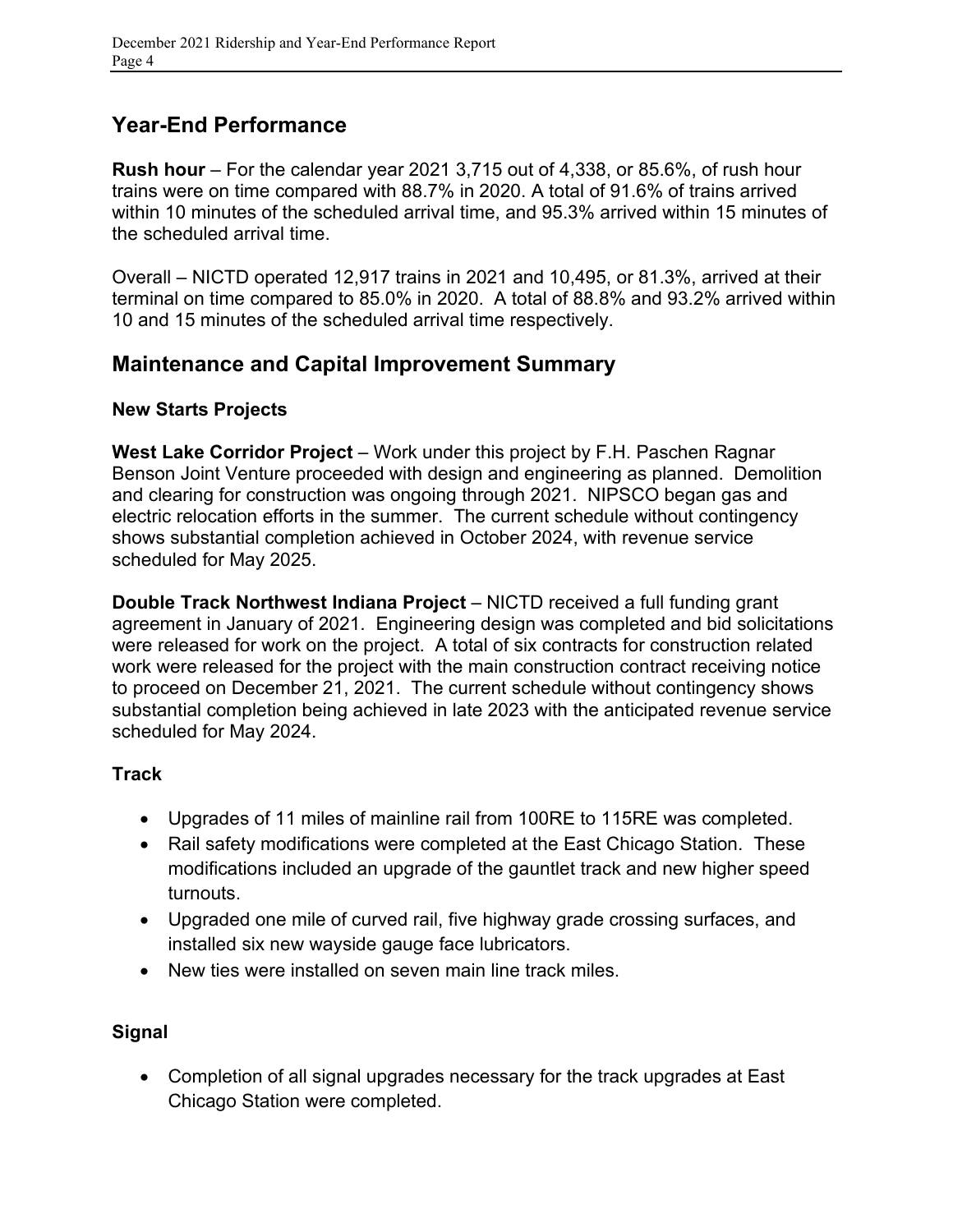## Year-End Performance

**Rush hour** – For the calendar year 2021 3,715 out of 4,338, or 85.6%, of rush hour trains were on time compared with 88.7% in 2020. A total of 91.6% of trains arrived within 10 minutes of the scheduled arrival time, and 95.3% arrived within 15 minutes of the scheduled arrival time.

Overall – NICTD operated 12,917 trains in 2021 and 10,495, or 81.3%, arrived at their terminal on time compared to 85.0% in 2020. A total of 88.8% and 93.2% arrived within 10 and 15 minutes of the scheduled arrival time respectively.

## Maintenance and Capital Improvement Summary

### New Starts Projects

**West Lake Corridor Project** – Work under this project by F.H. Paschen Ragnar Benson Joint Venture proceeded with design and engineering as planned. Demolition and clearing for construction was ongoing through 2021. NIPSCO began gas and electric relocation efforts in the summer. The current schedule without contingency shows substantial completion achieved in October 2024, with revenue service scheduled for May 2025.

**Double Track Northwest Indiana Project** – NICTD received a full funding grant agreement in January of 2021. Engineering design was completed and bid solicitations were released for work on the project. A total of six contracts for construction related work were released for the project with the main construction contract receiving notice to proceed on December 21, 2021. The current schedule without contingency shows substantial completion being achieved in late 2023 with the anticipated revenue service scheduled for May 2024.

### Track

- Upgrades of 11 miles of mainline rail from 100RE to 115RE was completed.
- Rail safety modifications were completed at the East Chicago Station. These modifications included an upgrade of the gauntlet track and new higher speed turnouts.
- Upgraded one mile of curved rail, five highway grade crossing surfaces, and installed six new wayside gauge face lubricators.
- New ties were installed on seven main line track miles.

### Signal

- Completion of all signal upgrades necessary for the track upgrades at East Chicago Station were completed.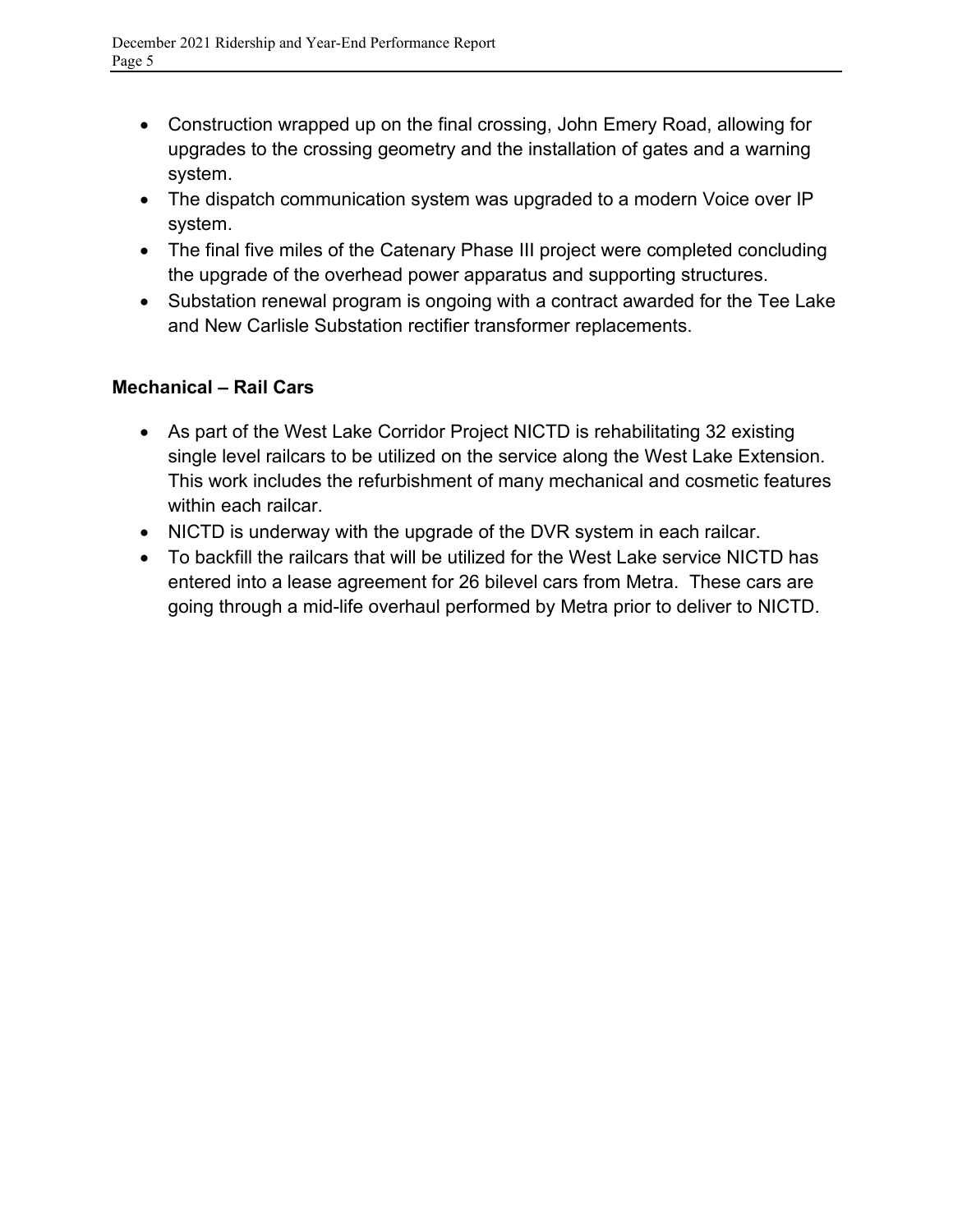- Construction wrapped up on the final crossing, John Emery Road, allowing for upgrades to the crossing geometry and the installation of gates and a warning system.
- The dispatch communication system was upgraded to a modern Voice over IP system.
- The final five miles of the Catenary Phase III project were completed concluding the upgrade of the overhead power apparatus and supporting structures.
- Substation renewal program is ongoing with a contract awarded for the Tee Lake and New Carlisle Substation rectifier transformer replacements.

**Mechanical – Rail Cars**

- As part of the West Lake Corridor Project NICTD is rehabilitating 32 existing single level railcars to be utilized on the service along the West Lake Extension. This work includes the refurbishment of many mechanical and cosmetic features within each railcar.
- NICTD is underway with the upgrade of the DVR system in each railcar.
- To backfill the railcars that will be utilized for the West Lake service NICTD has entered into a lease agreement for 26 bilevel cars from Metra. These cars are going through a mid-life overhaul performed by Metra prior to deliver to NICTD.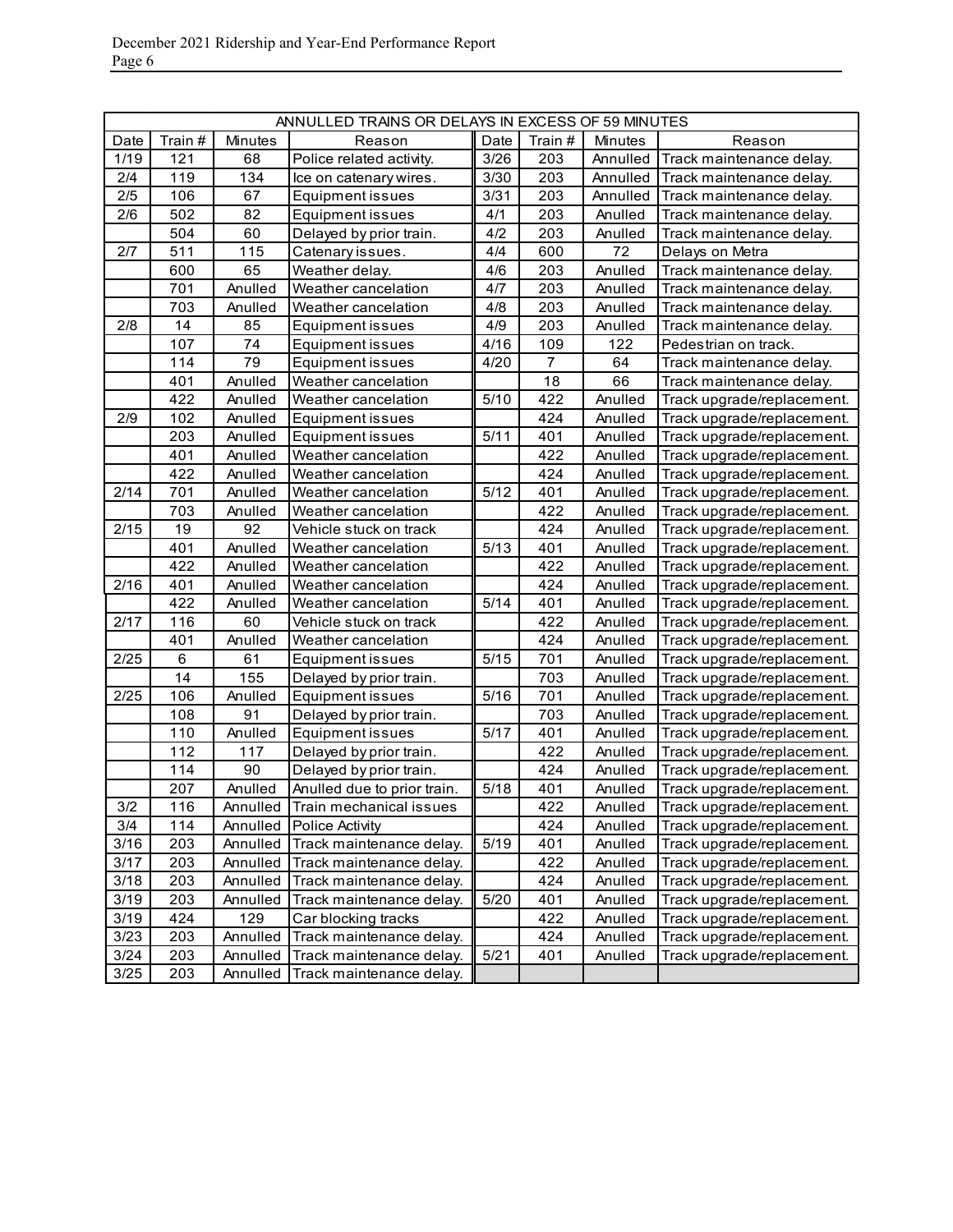| ANNULLED TRAINS OR DELAYS IN EXCESS OF 59 MINUTES | | | | | | | |
|---|---|---|---|---|---|---|---|
| Date | Train # | Minutes | Reason | Date | Train # | Minutes | Reason |
| 1/19 | 121 | 68 | Police related activity. | 3/26 | 203 | Annulled | Track maintenance delay. |
| 2/4 | 119 | 134 | Ice on catenary wires. | 3/30 | 203 | Annulled | Track maintenance delay. |
| 2/5 | 106 | 67 | Equipment issues | 3/31 | 203 | Annulled | Track maintenance delay. |
| 2/6 | 502 | 82 | Equipment issues | 4/1 | 203 | Anulled | Track maintenance delay. |
| | 504 | 60 | Delayed by prior train. | 4/2 | 203 | Anulled | Track maintenance delay. |
| 2/7 | 511 | 115 | Catenary issues. | 4/4 | 600 | 72 | Delays on Metra |
| | 600 | 65 | Weather delay. | 4/6 | 203 | Anulled | Track maintenance delay. |
| | 701 | Anulled | Weather cancelation | 4/7 | 203 | Anulled | Track maintenance delay. |
| | 703 | Anulled | Weather cancelation | 4/8 | 203 | Anulled | Track maintenance delay. |
| 2/8 | 14 | 85 | Equipment issues | 4/9 | 203 | Anulled | Track maintenance delay. |
| | 107 | 74 | Equipment issues | 4/16 | 109 | 122 | Pedestrian on track. |
| | 114 | 79 | Equipment issues | 4/20 | 7 | 64 | Track maintenance delay. |
| | 401 | Anulled | Weather cancelation | | 18 | 66 | Track maintenance delay. |
| | 422 | Anulled | Weather cancelation | 5/10 | 422 | Anulled | Track upgrade/replacement. |
| 2/9 | 102 | Anulled | Equipment issues | | 424 | Anulled | Track upgrade/replacement. |
| | 203 | Anulled | Equipment issues | 5/11 | 401 | Anulled | Track upgrade/replacement. |
| | 401 | Anulled | Weather cancelation | | 422 | Anulled | Track upgrade/replacement. |
| | 422 | Anulled | Weather cancelation | | 424 | Anulled | Track upgrade/replacement. |
| 2/14 | 701 | Anulled | Weather cancelation | 5/12 | 401 | Anulled | Track upgrade/replacement. |
| | 703 | Anulled | Weather cancelation | | 422 | Anulled | Track upgrade/replacement. |
| 2/15 | 19 | 92 | Vehicle stuck on track | | 424 | Anulled | Track upgrade/replacement. |
| | 401 | Anulled | Weather cancelation | 5/13 | 401 | Anulled | Track upgrade/replacement. |
| | 422 | Anulled | Weather cancelation | | 422 | Anulled | Track upgrade/replacement. |
| 2/16 | 401 | Anulled | Weather cancelation | | 424 | Anulled | Track upgrade/replacement. |
| | 422 | Anulled | Weather cancelation | 5/14 | 401 | Anulled | Track upgrade/replacement. |
| 2/17 | 116 | 60 | Vehicle stuck on track | | 422 | Anulled | Track upgrade/replacement. |
| | 401 | Anulled | Weather cancelation | | 424 | Anulled | Track upgrade/replacement. |
| 2/25 | 6 | 61 | Equipment issues | 5/15 | 701 | Anulled | Track upgrade/replacement. |
| | 14 | 155 | Delayed by prior train. | | 703 | Anulled | Track upgrade/replacement. |
| 2/25 | 106 | Anulled | Equipment issues | 5/16 | 701 | Anulled | Track upgrade/replacement. |
| | 108 | 91 | Delayed by prior train. | | 703 | Anulled | Track upgrade/replacement. |
| | 110 | Anulled | Equipment issues | 5/17 | 401 | Anulled | Track upgrade/replacement. |
| | 112 | 117 | Delayed by prior train. | | 422 | Anulled | Track upgrade/replacement. |
| | 114 | 90 | Delayed by prior train. | | 424 | Anulled | Track upgrade/replacement. |
| | 207 | Anulled | Anulled due to prior train. | 5/18 | 401 | Anulled | Track upgrade/replacement. |
| 3/2 | 116 | Annulled | Train mechanical issues | | 422 | Anulled | Track upgrade/replacement. |
| 3/4 | 114 | Annulled | Police Activity | | 424 | Anulled | Track upgrade/replacement. |
| 3/16 | 203 | Annulled | Track maintenance delay. | 5/19 | 401 | Anulled | Track upgrade/replacement. |
| 3/17 | 203 | Annulled | Track maintenance delay. | | 422 | Anulled | Track upgrade/replacement. |
| 3/18 | 203 | Annulled | Track maintenance delay. | | 424 | Anulled | Track upgrade/replacement. |
| 3/19 | 203 | Annulled | Track maintenance delay. | 5/20 | 401 | Anulled | Track upgrade/replacement. |
| 3/19 | 424 | 129 | Car blocking tracks | | 422 | Anulled | Track upgrade/replacement. |
| 3/23 | 203 | Annulled | Track maintenance delay. | | 424 | Anulled | Track upgrade/replacement. |
| 3/24 | 203 | Annulled | Track maintenance delay. | 5/21 | 401 | Anulled | Track upgrade/replacement. |
| 3/25 | 203 | Annulled | Track maintenance delay. | | | | |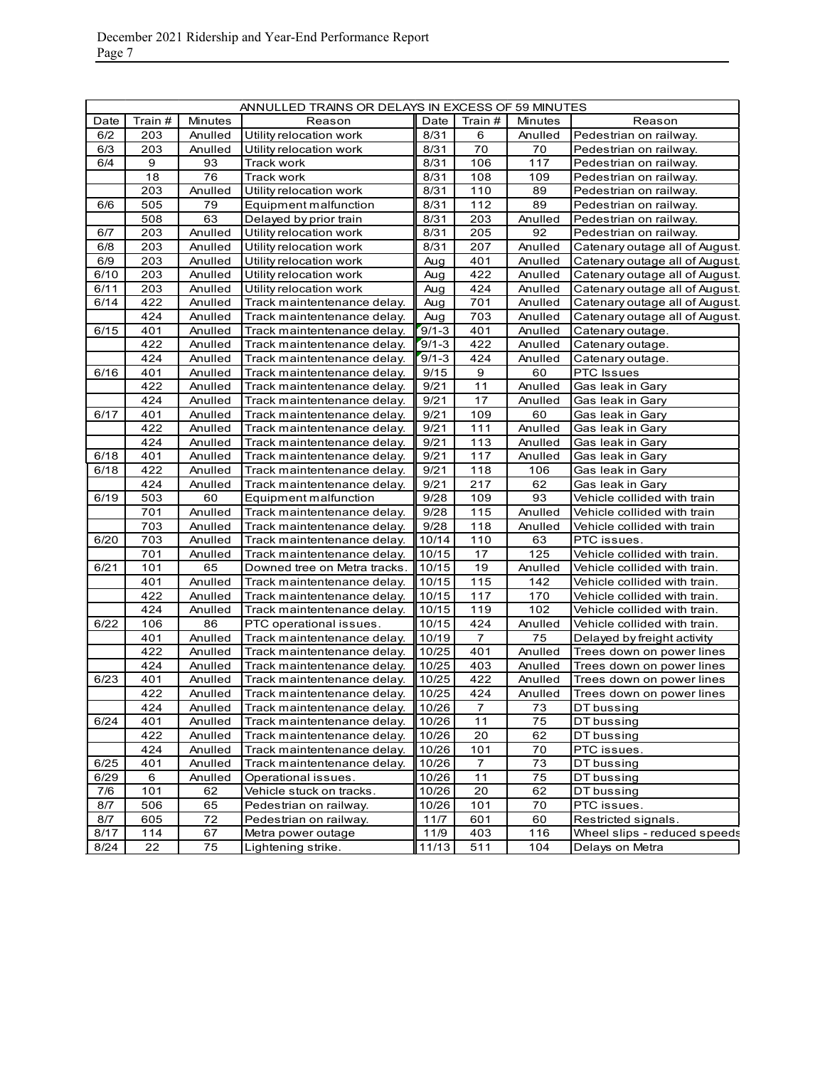| ANNULLED TRAINS OR DELAYS IN EXCESS OF 59 MINUTES | | | | | | | |
|---|---|---|---|---|---|---|---|
| Date | Train # | Minutes | Reason | Date | Train # | Minutes | Reason |
| 6/2 | 203 | Anulled | Utility relocation work | 8/31 | 6 | Anulled | Pedestrian on railway. |
| 6/3 | 203 | Anulled | Utility relocation work | 8/31 | 70 | 70 | Pedestrian on railway. |
| 6/4 | 9 | 93 | Track work | 8/31 | 106 | 117 | Pedestrian on railway. |
| | 18 | 76 | Track work | 8/31 | 108 | 109 | Pedestrian on railway. |
| | 203 | Anulled | Utility relocation work | 8/31 | 110 | 89 | Pedestrian on railway. |
| 6/6 | 505 | 79 | Equipment malfunction | 8/31 | 112 | 89 | Pedestrian on railway. |
| | 508 | 63 | Delayed by prior train | 8/31 | 203 | Anulled | Pedestrian on railway. |
| 6/7 | 203 | Anulled | Utility relocation work | 8/31 | 205 | 92 | Pedestrian on railway. |
| 6/8 | 203 | Anulled | Utility relocation work | 8/31 | 207 | Anulled | Catenary outage all of August. |
| 6/9 | 203 | Anulled | Utility relocation work | Aug | 401 | Anulled | Catenary outage all of August. |
| 6/10 | 203 | Anulled | Utility relocation work | Aug | 422 | Anulled | Catenary outage all of August. |
| 6/11 | 203 | Anulled | Utility relocation work | Aug | 424 | Anulled | Catenary outage all of August. |
| 6/14 | 422 | Anulled | Track maintenance delay. | Aug | 701 | Anulled | Catenary outage all of August. |
| | 424 | Anulled | Track maintenance delay. | Aug | 703 | Anulled | Catenary outage all of August. |
| 6/15 | 401 | Anulled | Track maintenance delay. | 9/1-3 | 401 | Anulled | Catenary outage. |
| | 422 | Anulled | Track maintenance delay. | 9/1-3 | 422 | Anulled | Catenary outage. |
| | 424 | Anulled | Track maintenance delay. | 9/1-3 | 424 | Anulled | Catenary outage. |
| 6/16 | 401 | Anulled | Track maintenance delay. | 9/15 | 9 | 60 | PTC Issues |
| | 422 | Anulled | Track maintenance delay. | 9/21 | 11 | Anulled | Gas leak in Gary |
| | 424 | Anulled | Track maintenance delay. | 9/21 | 17 | Anulled | Gas leak in Gary |
| 6/17 | 401 | Anulled | Track maintenance delay. | 9/21 | 109 | 60 | Gas leak in Gary |
| | 422 | Anulled | Track maintenance delay. | 9/21 | 111 | Anulled | Gas leak in Gary |
| | 424 | Anulled | Track maintenance delay. | 9/21 | 113 | Anulled | Gas leak in Gary |
| 6/18 | 401 | Anulled | Track maintenance delay. | 9/21 | 117 | Anulled | Gas leak in Gary |
| 6/18 | 422 | Anulled | Track maintenance delay. | 9/21 | 118 | 106 | Gas leak in Gary |
| | 424 | Anulled | Track maintenance delay. | 9/21 | 217 | 62 | Gas leak in Gary |
| 6/19 | 503 | 60 | Equipment malfunction | 9/28 | 109 | 93 | Vehicle collided with train |
| | 701 | Anulled | Track maintenance delay. | 9/28 | 115 | Anulled | Vehicle collided with train |
| | 703 | Anulled | Track maintenance delay. | 9/28 | 118 | Anulled | Vehicle collided with train |
| 6/20 | 703 | Anulled | Track maintenance delay. | 10/14 | 110 | 63 | PTC issues. |
| | 701 | Anulled | Track maintenance delay. | 10/15 | 17 | 125 | Vehicle collided with train. |
| 6/21 | 101 | 65 | Downed tree on Metra tracks. | 10/15 | 19 | Anulled | Vehicle collided with train. |
| | 401 | Anulled | Track maintenance delay. | 10/15 | 115 | 142 | Vehicle collided with train. |
| | 422 | Anulled | Track maintenance delay. | 10/15 | 117 | 170 | Vehicle collided with train. |
| | 424 | Anulled | Track maintenance delay. | 10/15 | 119 | 102 | Vehicle collided with train. |
| 6/22 | 106 | 86 | PTC operational issues. | 10/15 | 424 | Anulled | Vehicle collided with train. |
| | 401 | Anulled | Track maintenance delay. | 10/19 | 7 | 75 | Delayed by freight activity |
| | 422 | Anulled | Track maintenance delay. | 10/25 | 401 | Anulled | Trees down on power lines |
| | 424 | Anulled | Track maintenance delay. | 10/25 | 403 | Anulled | Trees down on power lines |
| 6/23 | 401 | Anulled | Track maintenance delay. | 10/25 | 422 | Anulled | Trees down on power lines |
| | 422 | Anulled | Track maintenance delay. | 10/25 | 424 | Anulled | Trees down on power lines |
| | 424 | Anulled | Track maintenance delay. | 10/26 | 7 | 73 | DT bussing |
| 6/24 | 401 | Anulled | Track maintenance delay. | 10/26 | 11 | 75 | DT bussing |
| | 422 | Anulled | Track maintenance delay. | 10/26 | 20 | 62 | DT bussing |
| | 424 | Anulled | Track maintenance delay. | 10/26 | 101 | 70 | PTC issues. |
| 6/25 | 401 | Anulled | Track maintenance delay. | 10/26 | 7 | 73 | DT bussing |
| 6/29 | 6 | Anulled | Operational issues. | 10/26 | 11 | 75 | DT bussing |
| 7/6 | 101 | 62 | Vehicle stuck on tracks. | 10/26 | 20 | 62 | DT bussing |
| 8/7 | 506 | 65 | Pedestrian on railway. | 10/26 | 101 | 70 | PTC issues. |
| 8/7 | 605 | 72 | Pedestrian on railway. | 11/7 | 601 | 60 | Restricted signals. |
| 8/17 | 114 | 67 | Metra power outage | 11/9 | 403 | 116 | Wheel slips - reduced speeds |
| 8/24 | 22 | 75 | Lightening strike. | 11/13 | 511 | 104 | Delays on Metra |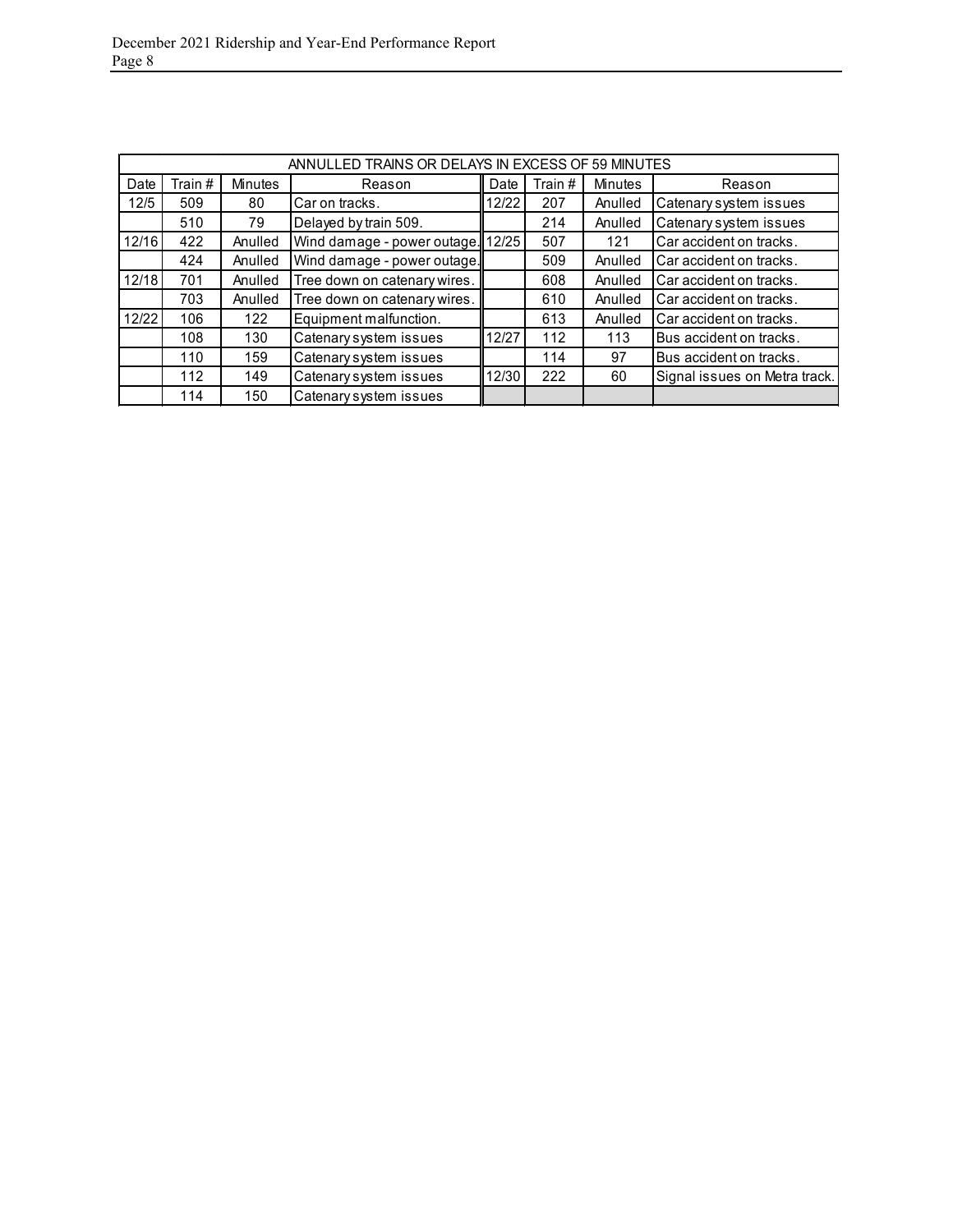| ANNULLED TRAINS OR DELAYS IN EXCESS OF 59 MINUTES | | | | | | | |
|---|---|---|---|---|---|---|---|
| Date | Train # | Minutes | Reason | Date | Train # | Minutes | Reason |
| 12/5 | 509 | 80 | Car on tracks. | 12/22 | 207 | Anulled | Catenary system issues |
| | 510 | 79 | Delayed by train 509. | | 214 | Anulled | Catenary system issues |
| 12/16 | 422 | Anulled | Wind damage - power outage. | 12/25 | 507 | 121 | Car accident on tracks. |
| | 424 | Anulled | Wind damage - power outage. | | 509 | Anulled | Car accident on tracks. |
| 12/18 | 701 | Anulled | Tree down on catenary wires. | | 608 | Anulled | Car accident on tracks. |
| | 703 | Anulled | Tree down on catenary wires. | | 610 | Anulled | Car accident on tracks. |
| 12/22 | 106 | 122 | Equipment malfunction. | | 613 | Anulled | Car accident on tracks. |
| | 108 | 130 | Catenary system issues | 12/27 | 112 | 113 | Bus accident on tracks. |
| | 110 | 159 | Catenary system issues | | 114 | 97 | Bus accident on tracks. |
| | 112 | 149 | Catenary system issues | 12/30 | 222 | 60 | Signal issues on Metra track. |
| | 114 | 150 | Catenary system issues | | | | |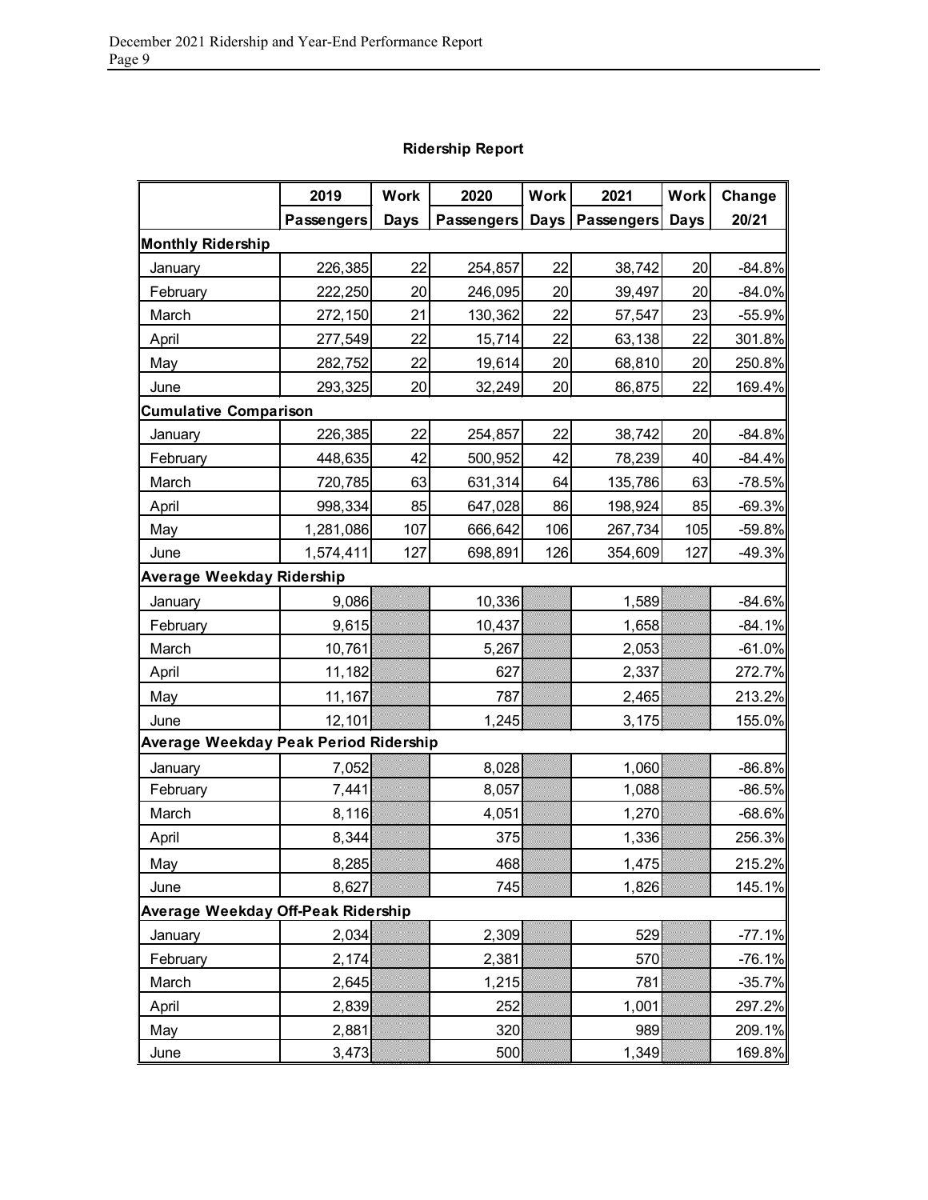## Ridership Report

| | 2019 Passengers | Work Days | 2020 Passengers | Work Days | 2021 Passengers | Work Days | Change 20/21 |
|---|---|---|---|---|---|---|---|
| **Monthly Ridership** | | | | | | | |
| January | 226,385 | 22 | 254,857 | 22 | 38,742 | 20 | -84.8% |
| February | 222,250 | 20 | 246,095 | 20 | 39,497 | 20 | -84.0% |
| March | 272,150 | 21 | 130,362 | 22 | 57,547 | 23 | -55.9% |
| April | 277,549 | 22 | 15,714 | 22 | 63,138 | 22 | 301.8% |
| May | 282,752 | 22 | 19,614 | 20 | 68,810 | 20 | 250.8% |
| June | 293,325 | 20 | 32,249 | 20 | 86,875 | 22 | 169.4% |
| **Cumulative Comparison** | | | | | | | |
| January | 226,385 | 22 | 254,857 | 22 | 38,742 | 20 | -84.8% |
| February | 448,635 | 42 | 500,952 | 42 | 78,239 | 40 | -84.4% |
| March | 720,785 | 63 | 631,314 | 64 | 135,786 | 63 | -78.5% |
| April | 998,334 | 85 | 647,028 | 86 | 198,924 | 85 | -69.3% |
| May | 1,281,086 | 107 | 666,642 | 106 | 267,734 | 105 | -59.8% |
| June | 1,574,411 | 127 | 698,891 | 126 | 354,609 | 127 | -49.3% |
| **Average Weekday Ridership** | | | | | | | |
| January | 9,086 | | 10,336 | | 1,589 | | -84.6% |
| February | 9,615 | | 10,437 | | 1,658 | | -84.1% |
| March | 10,761 | | 5,267 | | 2,053 | | -61.0% |
| April | 11,182 | | 627 | | 2,337 | | 272.7% |
| May | 11,167 | | 787 | | 2,465 | | 213.2% |
| June | 12,101 | | 1,245 | | 3,175 | | 155.0% |
| **Average Weekday Peak Period Ridership** | | | | | | | |
| January | 7,052 | | 8,028 | | 1,060 | | -86.8% |
| February | 7,441 | | 8,057 | | 1,088 | | -86.5% |
| March | 8,116 | | 4,051 | | 1,270 | | -68.6% |
| April | 8,344 | | 375 | | 1,336 | | 256.3% |
| May | 8,285 | | 468 | | 1,475 | | 215.2% |
| June | 8,627 | | 745 | | 1,826 | | 145.1% |
| **Average Weekday Off-Peak Ridership** | | | | | | | |
| January | 2,034 | | 2,309 | | 529 | | -77.1% |
| February | 2,174 | | 2,381 | | 570 | | -76.1% |
| March | 2,645 | | 1,215 | | 781 | | -35.7% |
| April | 2,839 | | 252 | | 1,001 | | 297.2% |
| May | 2,881 | | 320 | | 989 | | 209.1% |
| June | 3,473 | | 500 | | 1,349 | | 169.8% |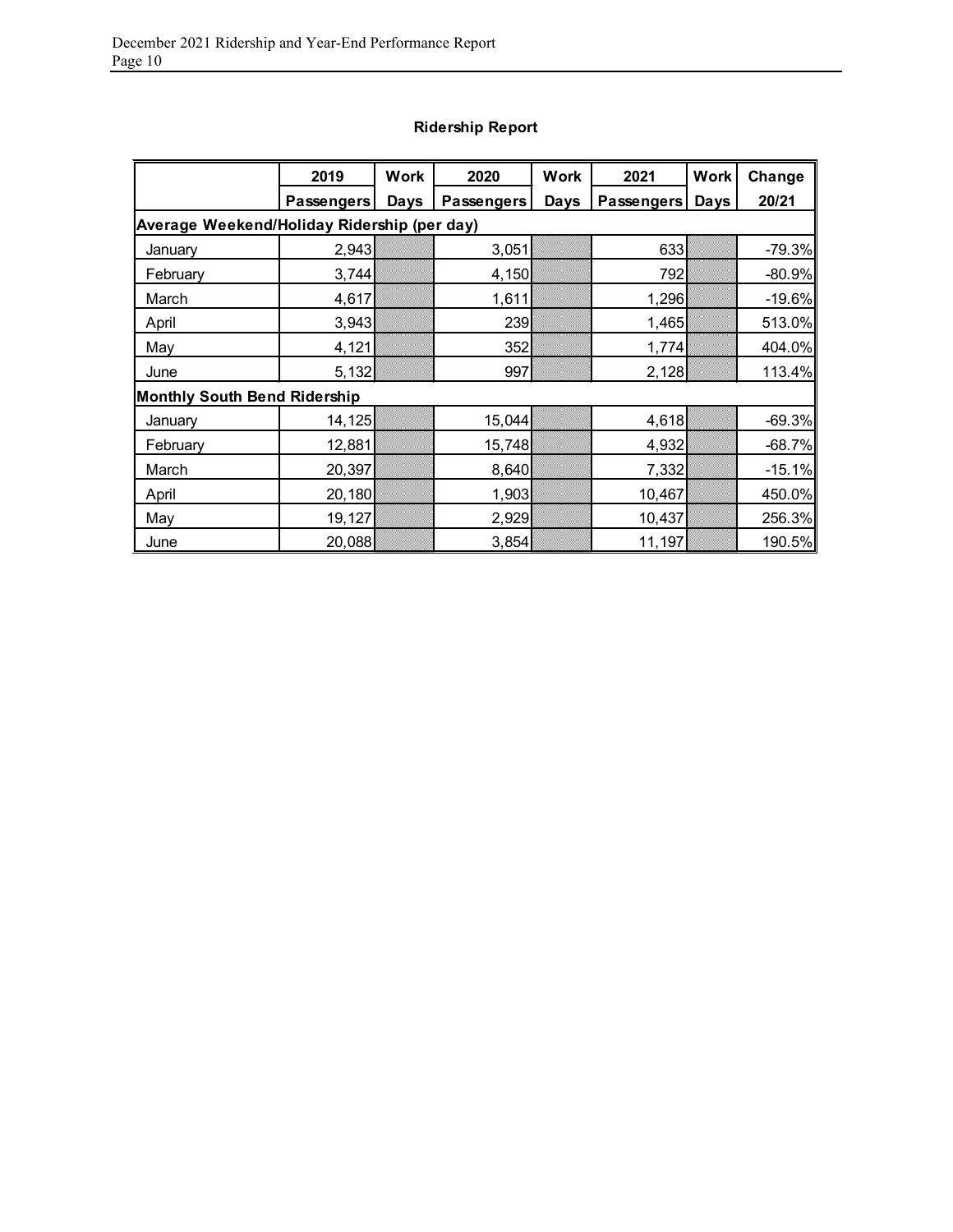## Ridership Report

| | 2019 Passengers | Work Days | 2020 Passengers | Work Days | 2021 Passengers | Work Days | Change 20/21 |
|---|---|---|---|---|---|---|---|
| **Average Weekend/Holiday Ridership (per day)** | | | | | | | |
| January | 2,943 | | 3,051 | | 633 | | -79.3% |
| February | 3,744 | | 4,150 | | 792 | | -80.9% |
| March | 4,617 | | 1,611 | | 1,296 | | -19.6% |
| April | 3,943 | | 239 | | 1,465 | | 513.0% |
| May | 4,121 | | 352 | | 1,774 | | 404.0% |
| June | 5,132 | | 997 | | 2,128 | | 113.4% |
| **Monthly South Bend Ridership** | | | | | | | |
| January | 14,125 | | 15,044 | | 4,618 | | -69.3% |
| February | 12,881 | | 15,748 | | 4,932 | | -68.7% |
| March | 20,397 | | 8,640 | | 7,332 | | -15.1% |
| April | 20,180 | | 1,903 | | 10,467 | | 450.0% |
| May | 19,127 | | 2,929 | | 10,437 | | 256.3% |
| June | 20,088 | | 3,854 | | 11,197 | | 190.5% |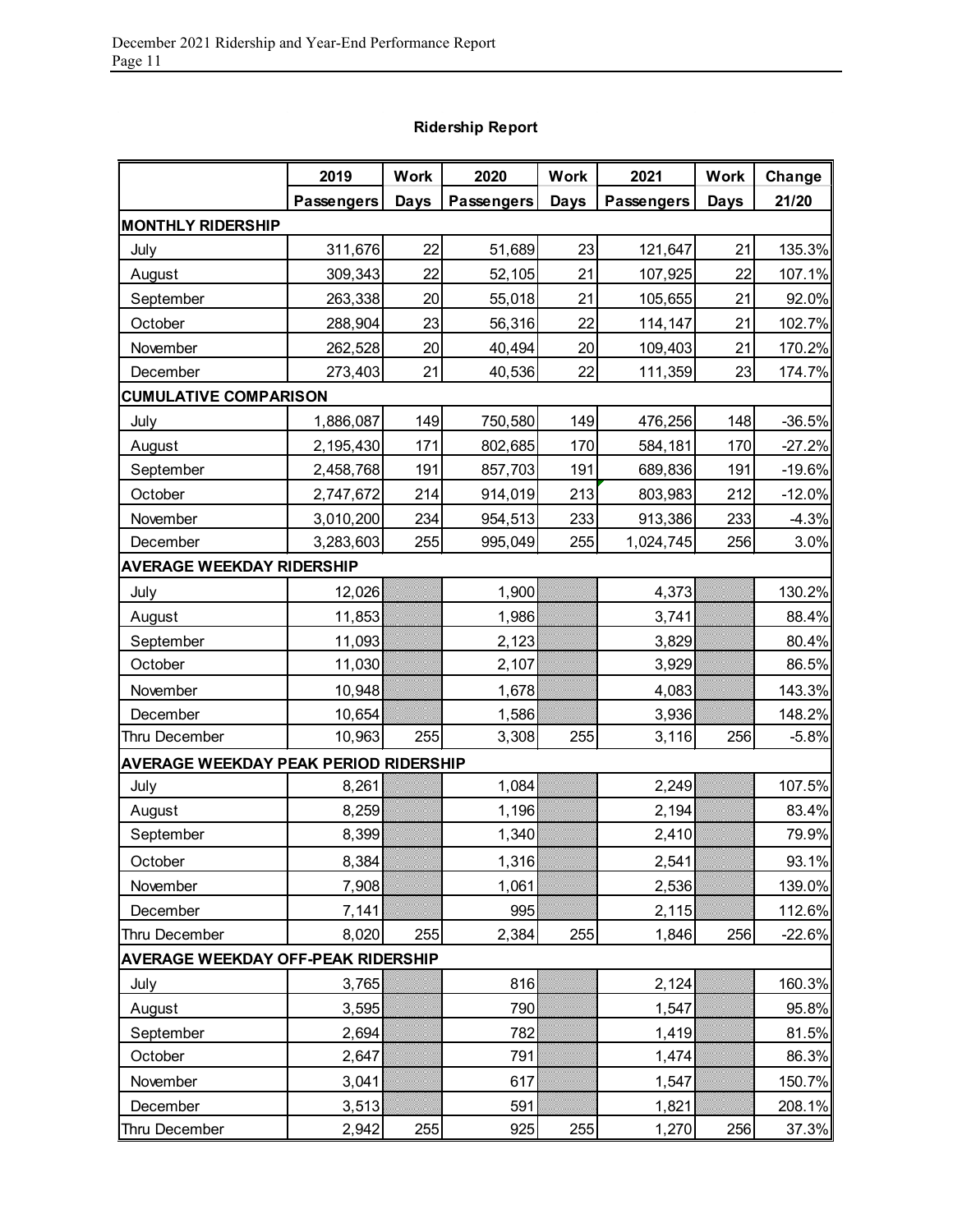## Ridership Report

| | 2019 Passengers | Work Days | 2020 Passengers | Work Days | 2021 Passengers | Work Days | Change 21/20 |
|---|---|---|---|---|---|---|---|
| **MONTHLY RIDERSHIP** | | | | | | | |
| July | 311,676 | 22 | 51,689 | 23 | 121,647 | 21 | 135.3% |
| August | 309,343 | 22 | 52,105 | 21 | 107,925 | 22 | 107.1% |
| September | 263,338 | 20 | 55,018 | 21 | 105,655 | 21 | 92.0% |
| October | 288,904 | 23 | 56,316 | 22 | 114,147 | 21 | 102.7% |
| November | 262,528 | 20 | 40,494 | 20 | 109,403 | 21 | 170.2% |
| December | 273,403 | 21 | 40,536 | 22 | 111,359 | 23 | 174.7% |
| **CUMULATIVE COMPARISON** | | | | | | | |
| July | 1,886,087 | 149 | 750,580 | 149 | 476,256 | 148 | -36.5% |
| August | 2,195,430 | 171 | 802,685 | 170 | 584,181 | 170 | -27.2% |
| September | 2,458,768 | 191 | 857,703 | 191 | 689,836 | 191 | -19.6% |
| October | 2,747,672 | 214 | 914,019 | 213 | 803,983 | 212 | -12.0% |
| November | 3,010,200 | 234 | 954,513 | 233 | 913,386 | 233 | -4.3% |
| December | 3,283,603 | 255 | 995,049 | 255 | 1,024,745 | 256 | 3.0% |
| **AVERAGE WEEKDAY RIDERSHIP** | | | | | | | |
| July | 12,026 | | 1,900 | | 4,373 | | 130.2% |
| August | 11,853 | | 1,986 | | 3,741 | | 88.4% |
| September | 11,093 | | 2,123 | | 3,829 | | 80.4% |
| October | 11,030 | | 2,107 | | 3,929 | | 86.5% |
| November | 10,948 | | 1,678 | | 4,083 | | 143.3% |
| December | 10,654 | | 1,586 | | 3,936 | | 148.2% |
| Thru December | 10,963 | 255 | 3,308 | 255 | 3,116 | 256 | -5.8% |
| **AVERAGE WEEKDAY PEAK PERIOD RIDERSHIP** | | | | | | | |
| July | 8,261 | | 1,084 | | 2,249 | | 107.5% |
| August | 8,259 | | 1,196 | | 2,194 | | 83.4% |
| September | 8,399 | | 1,340 | | 2,410 | | 79.9% |
| October | 8,384 | | 1,316 | | 2,541 | | 93.1% |
| November | 7,908 | | 1,061 | | 2,536 | | 139.0% |
| December | 7,141 | | 995 | | 2,115 | | 112.6% |
| Thru December | 8,020 | 255 | 2,384 | 255 | 1,846 | 256 | -22.6% |
| **AVERAGE WEEKDAY OFF-PEAK RIDERSHIP** | | | | | | | |
| July | 3,765 | | 816 | | 2,124 | | 160.3% |
| August | 3,595 | | 790 | | 1,547 | | 95.8% |
| September | 2,694 | | 782 | | 1,419 | | 81.5% |
| October | 2,647 | | 791 | | 1,474 | | 86.3% |
| November | 3,041 | | 617 | | 1,547 | | 150.7% |
| December | 3,513 | | 591 | | 1,821 | | 208.1% |
| Thru December | 2,942 | 255 | 925 | 255 | 1,270 | 256 | 37.3% |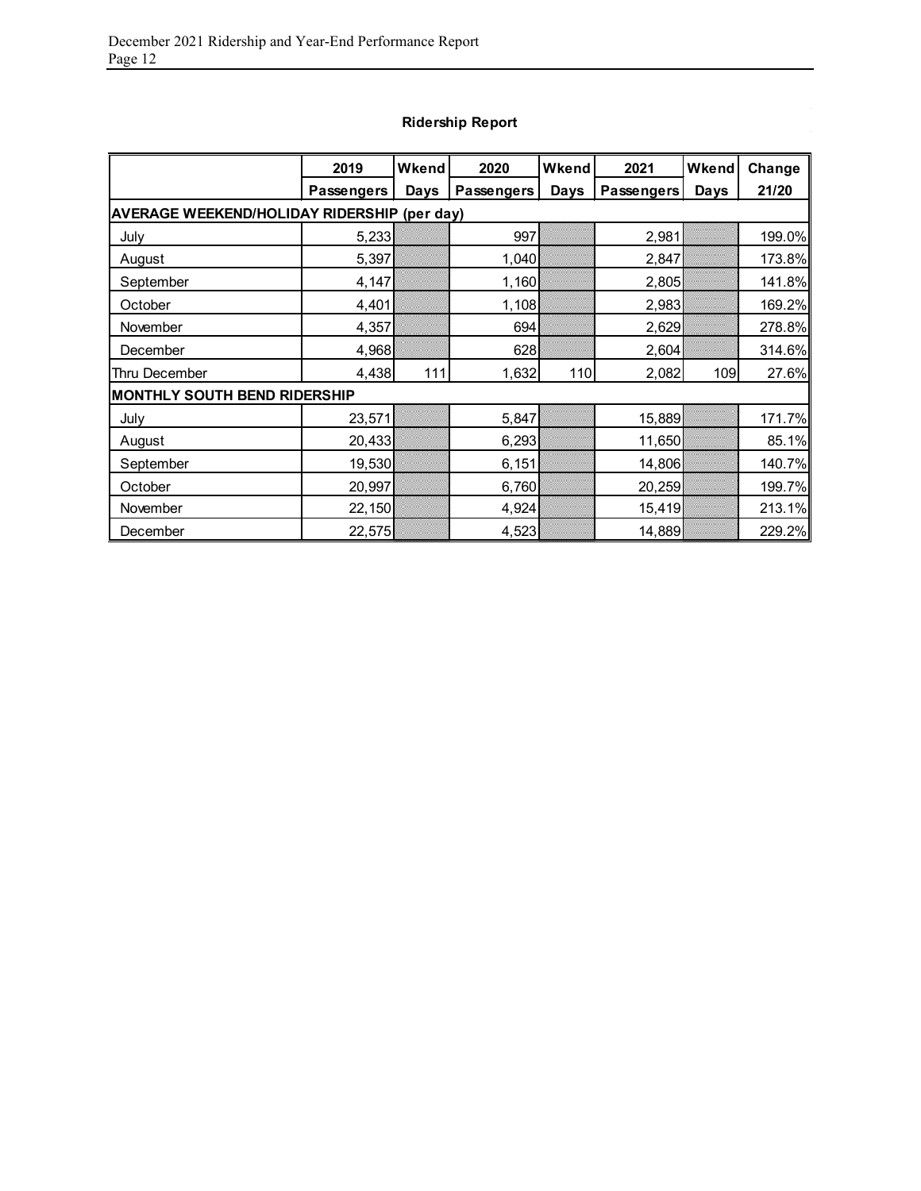## Ridership Report

| | 2019 Passengers | Wkend Days | 2020 Passengers | Wkend Days | 2021 Passengers | Wkend Days | Change 21/20 |
|---|---|---|---|---|---|---|---|
| **AVERAGE WEEKEND/HOLIDAY RIDERSHIP (per day)** | | | | | | | |
| July | 5,233 | | 997 | | 2,981 | | 199.0% |
| August | 5,397 | | 1,040 | | 2,847 | | 173.8% |
| September | 4,147 | | 1,160 | | 2,805 | | 141.8% |
| October | 4,401 | | 1,108 | | 2,983 | | 169.2% |
| November | 4,357 | | 694 | | 2,629 | | 278.8% |
| December | 4,968 | | 628 | | 2,604 | | 314.6% |
| Thru December | 4,438 | 111 | 1,632 | 110 | 2,082 | 109 | 27.6% |
| **MONTHLY SOUTH BEND RIDERSHIP** | | | | | | | |
| July | 23,571 | | 5,847 | | 15,889 | | 171.7% |
| August | 20,433 | | 6,293 | | 11,650 | | 85.1% |
| September | 19,530 | | 6,151 | | 14,806 | | 140.7% |
| October | 20,997 | | 6,760 | | 20,259 | | 199.7% |
| November | 22,150 | | 4,924 | | 15,419 | | 213.1% |
| December | 22,575 | | 4,523 | | 14,889 | | 229.2% |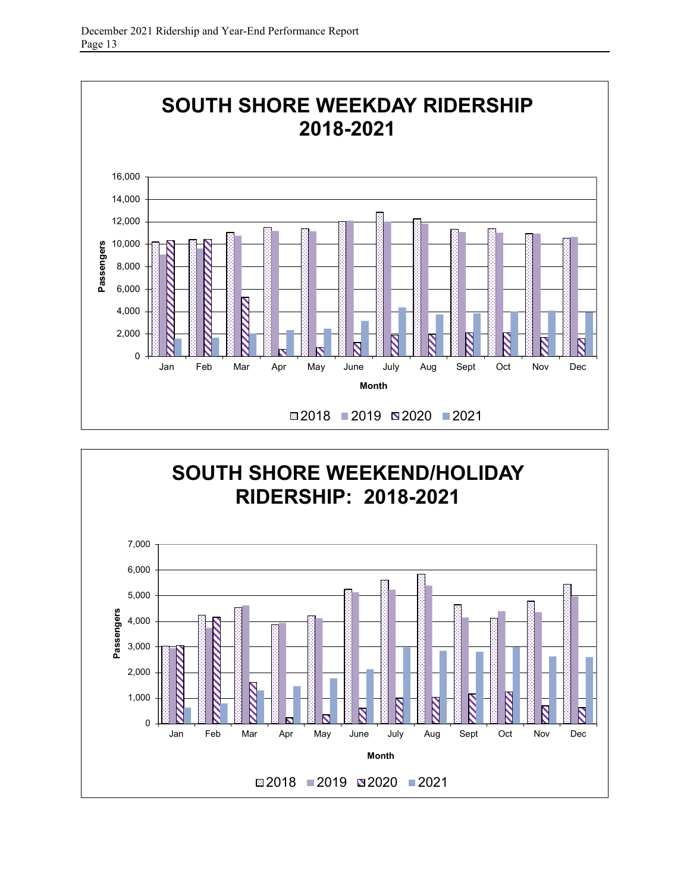## SOUTH SHORE WEEKDAY RIDERSHIP 2018-2021

Passengers

16,000
14,000
12,000
10,000
8,000
6,000
4,000
2,000
0

Jan Feb Mar Apr May June July Aug Sept Oct Nov Dec

Month

2018 2019 2020 2021

## SOUTH SHORE WEEKEND/HOLIDAY RIDERSHIP: 2018-2021

Passengers

7,000
6,000
5,000
4,000
3,000
2,000
1,000
0

Jan Feb Mar Apr May June July Aug Sept Oct Nov Dec

Month

2018 2019 2020 2021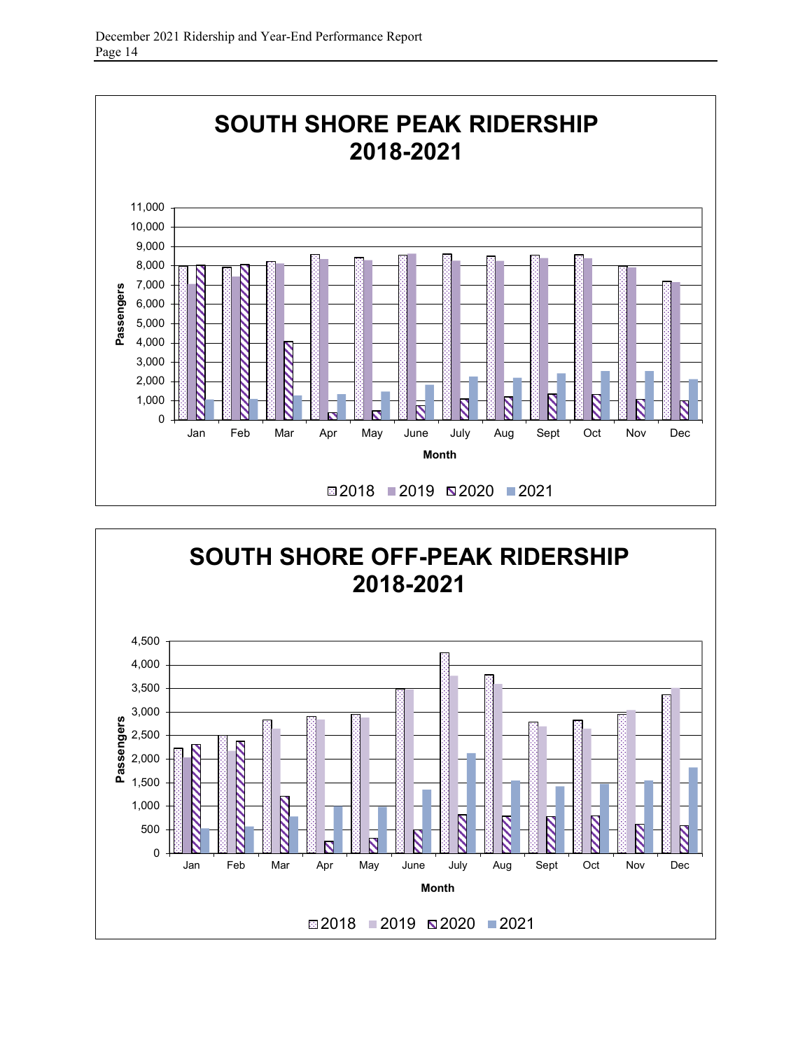# SOUTH SHORE PEAK RIDERSHIP 2018-2021

Passengers

11,000
10,000
9,000
8,000
7,000
6,000
5,000
4,000
3,000
2,000
1,000
0

Jan Feb Mar Apr May June July Aug Sept Oct Nov Dec

Month

2018 2019 2020 2021

# SOUTH SHORE OFF-PEAK RIDERSHIP 2018-2021

Passengers

4,500
4,000
3,500
3,000
2,500
2,000
1,500
1,000
500
0

Jan Feb Mar Apr May June July Aug Sept Oct Nov Dec

Month

2018 2019 2020 2021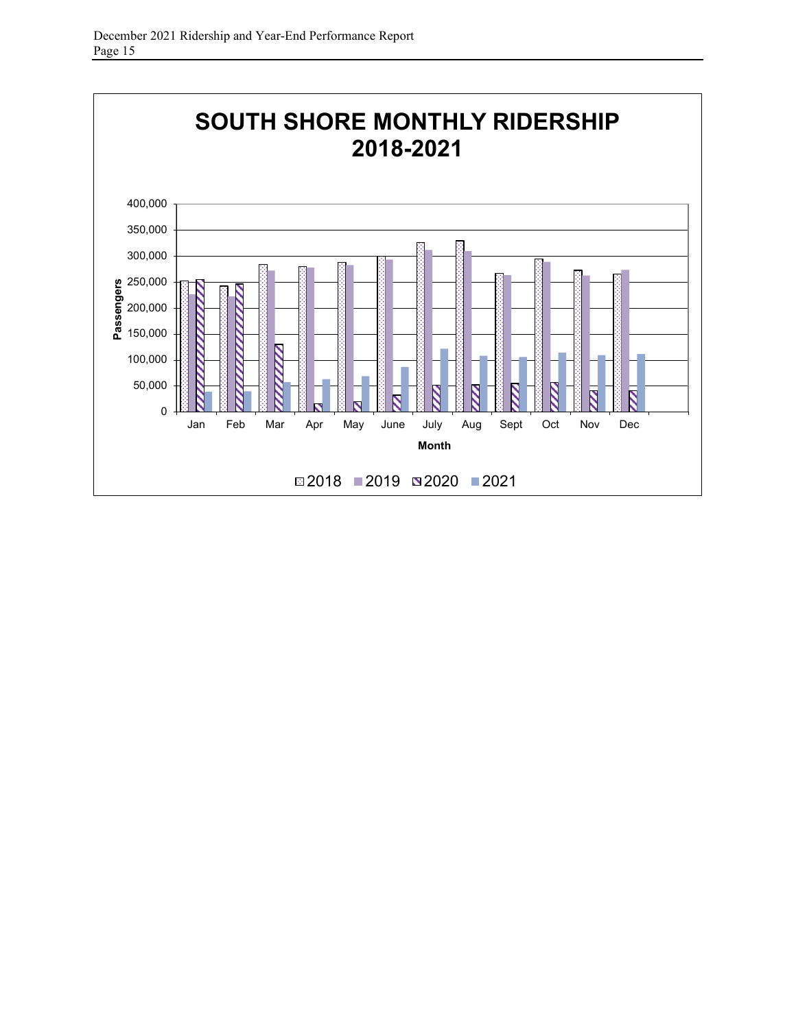# SOUTH SHORE MONTHLY RIDERSHIP 2018-2021

Passengers (y-axis: 0 to 400,000) by Month (Jan–Dec); series: 2018, 2019, 2020, 2021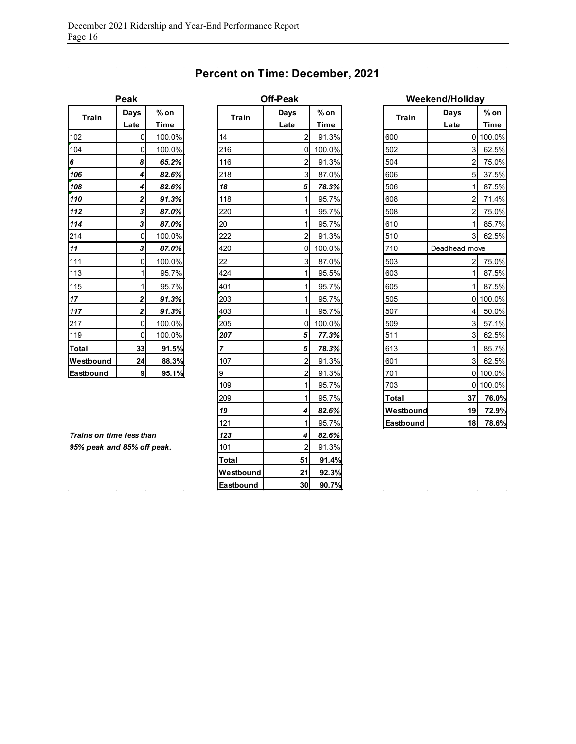# Percent on Time: December, 2021

### Peak

| Train | Days Late | % on Time |
|---|---|---|
| 102 | 0 | 100.0% |
| 104 | 0 | 100.0% |
| ***6*** | ***8*** | ***65.2%*** |
| ***106*** | ***4*** | ***82.6%*** |
| ***108*** | ***4*** | ***82.6%*** |
| ***110*** | ***2*** | ***91.3%*** |
| ***112*** | ***3*** | ***87.0%*** |
| ***114*** | ***3*** | ***87.0%*** |
| 214 | 0 | 100.0% |
| ***11*** | ***3*** | ***87.0%*** |
| 111 | 0 | 100.0% |
| 113 | 1 | 95.7% |
| 115 | 1 | 95.7% |
| ***17*** | ***2*** | ***91.3%*** |
| ***117*** | ***2*** | ***91.3%*** |
| 217 | 0 | 100.0% |
| 119 | 0 | 100.0% |
| **Total** | **33** | **91.5%** |
| **Westbound** | **24** | **88.3%** |
| **Eastbound** | **9** | **95.1%** |

### Off-Peak

| Train | Days Late | % on Time |
|---|---|---|
| 14 | 2 | 91.3% |
| 216 | 0 | 100.0% |
| 116 | 2 | 91.3% |
| 218 | 3 | 87.0% |
| ***18*** | ***5*** | ***78.3%*** |
| 118 | 1 | 95.7% |
| 220 | 1 | 95.7% |
| 20 | 1 | 95.7% |
| 222 | 2 | 91.3% |
| 420 | 0 | 100.0% |
| 22 | 3 | 87.0% |
| 424 | 1 | 95.5% |
| 401 | 1 | 95.7% |
| 203 | 1 | 95.7% |
| 403 | 1 | 95.7% |
| 205 | 0 | 100.0% |
| ***207*** | ***5*** | ***77.3%*** |
| ***7*** | ***5*** | ***78.3%*** |
| 107 | 2 | 91.3% |
| 9 | 2 | 91.3% |
| 109 | 1 | 95.7% |
| 209 | 1 | 95.7% |
| ***19*** | ***4*** | ***82.6%*** |
| 121 | 1 | 95.7% |
| ***123*** | ***4*** | ***82.6%*** |
| 101 | 2 | 91.3% |
| **Total** | **51** | **91.4%** |
| **Westbound** | **21** | **92.3%** |
| **Eastbound** | **30** | **90.7%** |

### Weekend/Holiday

| Train | Days Late | % on Time |
|---|---|---|
| 600 | 0 | 100.0% |
| 502 | 3 | 62.5% |
| 504 | 2 | 75.0% |
| 606 | 5 | 37.5% |
| 506 | 1 | 87.5% |
| 608 | 2 | 71.4% |
| 508 | 2 | 75.0% |
| 610 | 1 | 85.7% |
| 510 | 3 | 62.5% |
| 710 | Deadhead move | |
| 503 | 2 | 75.0% |
| 603 | 1 | 87.5% |
| 605 | 1 | 87.5% |
| 505 | 0 | 100.0% |
| 507 | 4 | 50.0% |
| 509 | 3 | 57.1% |
| 511 | 3 | 62.5% |
| 613 | 1 | 85.7% |
| 601 | 3 | 62.5% |
| 701 | 0 | 100.0% |
| 703 | 0 | 100.0% |
| **Total** | **37** | **76.0%** |
| **Westbound** | **19** | **72.9%** |
| **Eastbound** | **18** | **78.6%** |

***Trains on time less than 95% peak and 85% off peak.***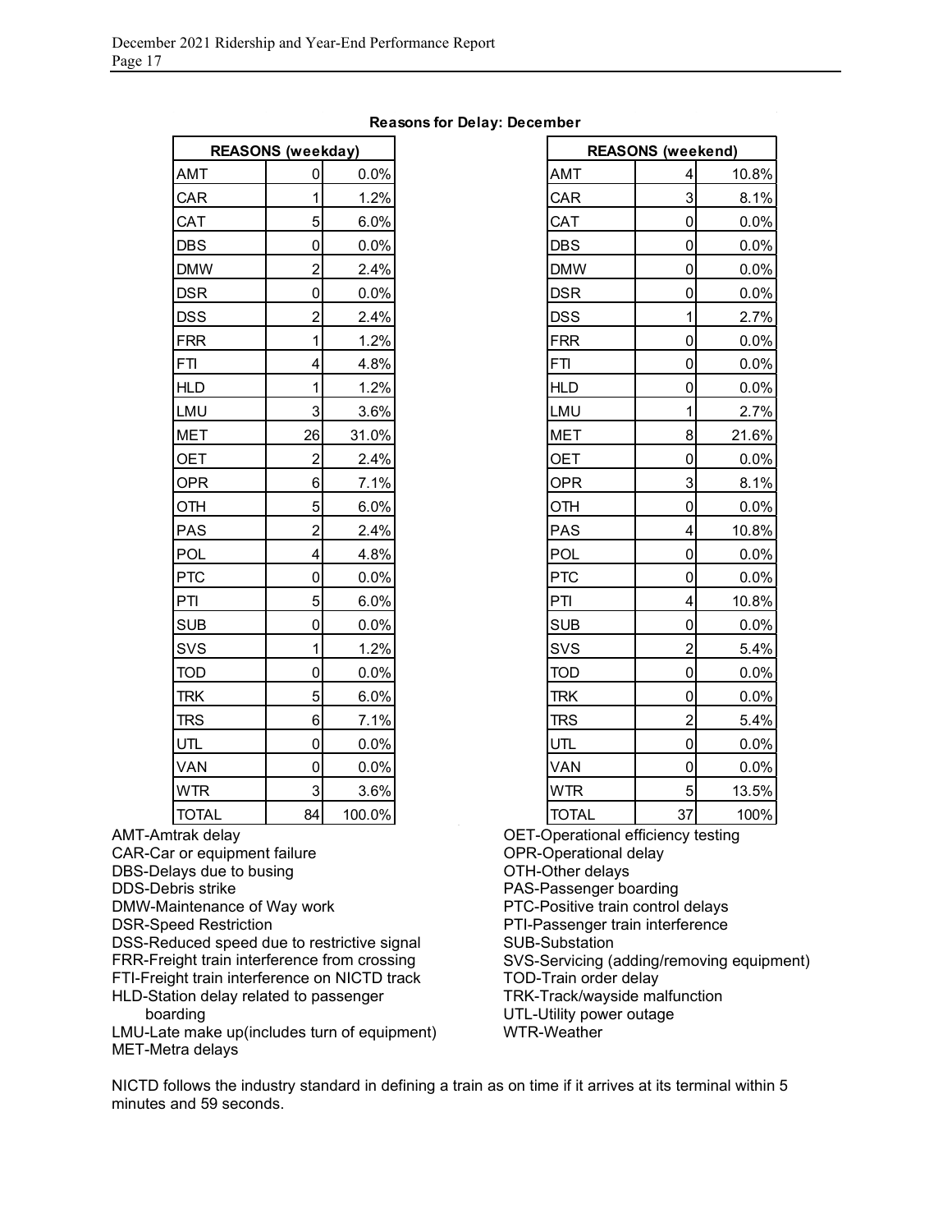**Reasons for Delay: December**

| REASONS (weekday) | | |
|---|---|---|
| AMT | 0 | 0.0% |
| CAR | 1 | 1.2% |
| CAT | 5 | 6.0% |
| DBS | 0 | 0.0% |
| DMW | 2 | 2.4% |
| DSR | 0 | 0.0% |
| DSS | 2 | 2.4% |
| FRR | 1 | 1.2% |
| FTI | 4 | 4.8% |
| HLD | 1 | 1.2% |
| LMU | 3 | 3.6% |
| MET | 26 | 31.0% |
| OET | 2 | 2.4% |
| OPR | 6 | 7.1% |
| OTH | 5 | 6.0% |
| PAS | 2 | 2.4% |
| POL | 4 | 4.8% |
| PTC | 0 | 0.0% |
| PTI | 5 | 6.0% |
| SUB | 0 | 0.0% |
| SVS | 1 | 1.2% |
| TOD | 0 | 0.0% |
| TRK | 5 | 6.0% |
| TRS | 6 | 7.1% |
| UTL | 0 | 0.0% |
| VAN | 0 | 0.0% |
| WTR | 3 | 3.6% |
| TOTAL | 84 | 100.0% |

| REASONS (weekend) | | |
|---|---|---|
| AMT | 4 | 10.8% |
| CAR | 3 | 8.1% |
| CAT | 0 | 0.0% |
| DBS | 0 | 0.0% |
| DMW | 0 | 0.0% |
| DSR | 0 | 0.0% |
| DSS | 1 | 2.7% |
| FRR | 0 | 0.0% |
| FTI | 0 | 0.0% |
| HLD | 0 | 0.0% |
| LMU | 1 | 2.7% |
| MET | 8 | 21.6% |
| OET | 0 | 0.0% |
| OPR | 3 | 8.1% |
| OTH | 0 | 0.0% |
| PAS | 4 | 10.8% |
| POL | 0 | 0.0% |
| PTC | 0 | 0.0% |
| PTI | 4 | 10.8% |
| SUB | 0 | 0.0% |
| SVS | 2 | 5.4% |
| TOD | 0 | 0.0% |
| TRK | 0 | 0.0% |
| TRS | 2 | 5.4% |
| UTL | 0 | 0.0% |
| VAN | 0 | 0.0% |
| WTR | 5 | 13.5% |
| TOTAL | 37 | 100% |

AMT-Amtrak delay
CAR-Car or equipment failure
DBS-Delays due to busing
DDS-Debris strike
DMW-Maintenance of Way work
DSR-Speed Restriction
DSS-Reduced speed due to restrictive signal
FRR-Freight train interference from crossing
FTI-Freight train interference on NICTD track
HLD-Station delay related to passenger boarding
LMU-Late make up(includes turn of equipment)
MET-Metra delays
OET-Operational efficiency testing
OPR-Operational delay
OTH-Other delays
PAS-Passenger boarding
PTC-Positive train control delays
PTI-Passenger train interference
SUB-Substation
SVS-Servicing (adding/removing equipment)
TOD-Train order delay
TRK-Track/wayside malfunction
UTL-Utility power outage
WTR-Weather

NICTD follows the industry standard in defining a train as on time if it arrives at its terminal within 5 minutes and 59 seconds.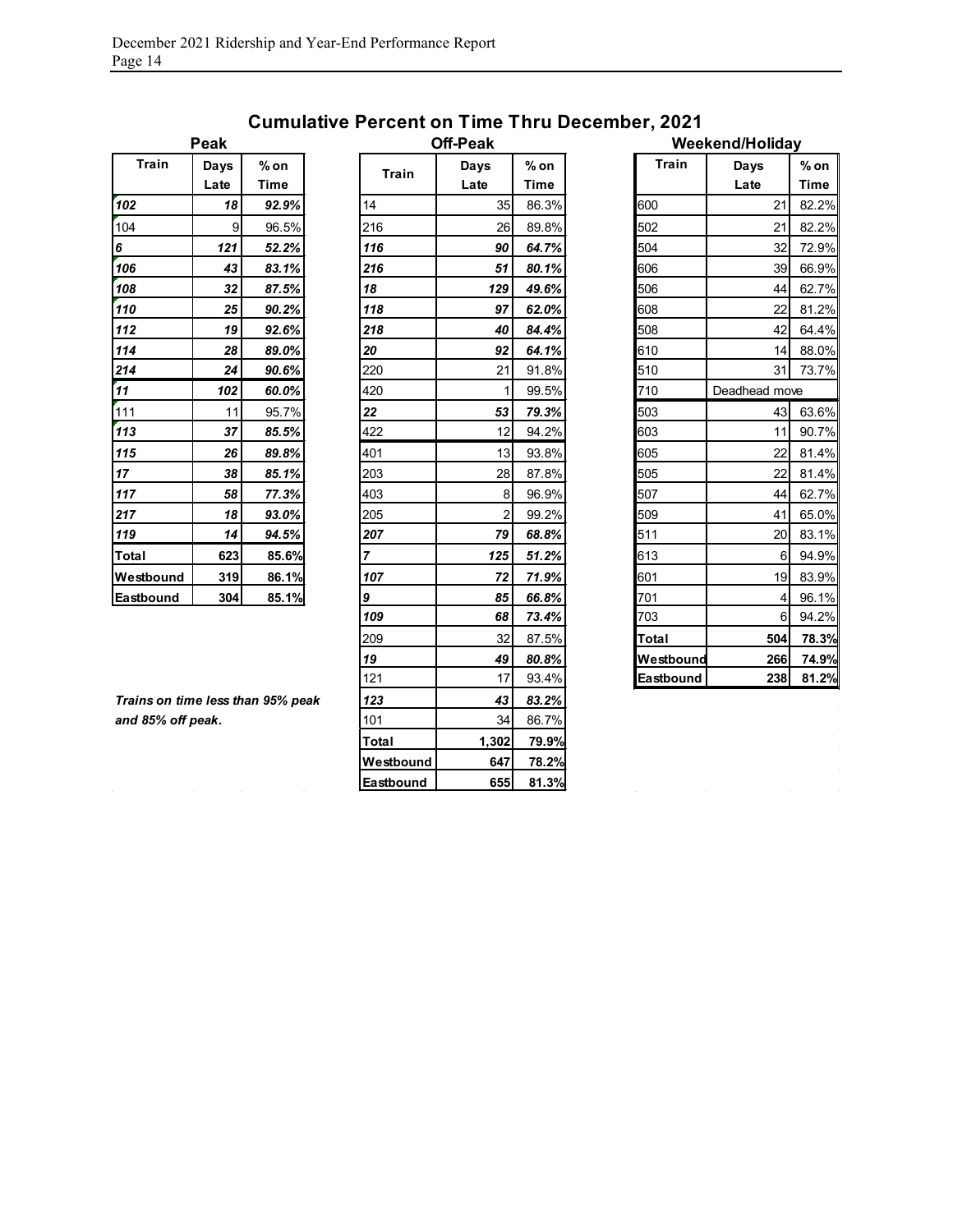## Cumulative Percent on Time Thru December, 2021

### Peak

| Train | Days Late | % on Time |
|---|---|---|
| ***102*** | ***18*** | ***92.9%*** |
| 104 | 9 | 96.5% |
| ***6*** | ***121*** | ***52.2%*** |
| ***106*** | ***43*** | ***83.1%*** |
| ***108*** | ***32*** | ***87.5%*** |
| ***110*** | ***25*** | ***90.2%*** |
| ***112*** | ***19*** | ***92.6%*** |
| ***114*** | ***28*** | ***89.0%*** |
| ***214*** | ***24*** | ***90.6%*** |
| ***11*** | ***102*** | ***60.0%*** |
| 111 | 11 | 95.7% |
| ***113*** | ***37*** | ***85.5%*** |
| ***115*** | ***26*** | ***89.8%*** |
| ***17*** | ***38*** | ***85.1%*** |
| ***117*** | ***58*** | ***77.3%*** |
| ***217*** | ***18*** | ***93.0%*** |
| ***119*** | ***14*** | ***94.5%*** |
| **Total** | **623** | **85.6%** |
| **Westbound** | **319** | **86.1%** |
| **Eastbound** | **304** | **85.1%** |

***Trains on time less than 95% peak and 85% off peak.***

### Off-Peak

| Train | Days Late | % on Time |
|---|---|---|
| 14 | 35 | 86.3% |
| 216 | 26 | 89.8% |
| ***116*** | ***90*** | ***64.7%*** |
| ***216*** | ***51*** | ***80.1%*** |
| ***18*** | ***129*** | ***49.6%*** |
| ***118*** | ***97*** | ***62.0%*** |
| ***218*** | ***40*** | ***84.4%*** |
| ***20*** | ***92*** | ***64.1%*** |
| 220 | 21 | 91.8% |
| 420 | 1 | 99.5% |
| ***22*** | ***53*** | ***79.3%*** |
| 422 | 12 | 94.2% |
| 401 | 13 | 93.8% |
| 203 | 28 | 87.8% |
| 403 | 8 | 96.9% |
| 205 | 2 | 99.2% |
| ***207*** | ***79*** | ***68.8%*** |
| ***7*** | ***125*** | ***51.2%*** |
| ***107*** | ***72*** | ***71.9%*** |
| ***9*** | ***85*** | ***66.8%*** |
| ***109*** | ***68*** | ***73.4%*** |
| 209 | 32 | 87.5% |
| ***19*** | ***49*** | ***80.8%*** |
| 121 | 17 | 93.4% |
| ***123*** | ***43*** | ***83.2%*** |
| 101 | 34 | 86.7% |
| **Total** | **1,302** | **79.9%** |
| **Westbound** | **647** | **78.2%** |
| **Eastbound** | **655** | **81.3%** |

### Weekend/Holiday

| Train | Days Late | % on Time |
|---|---|---|
| 600 | 21 | 82.2% |
| 502 | 21 | 82.2% |
| 504 | 32 | 72.9% |
| 606 | 39 | 66.9% |
| 506 | 44 | 62.7% |
| 608 | 22 | 81.2% |
| 508 | 42 | 64.4% |
| 610 | 14 | 88.0% |
| 510 | 31 | 73.7% |
| 710 | Deadhead move | |
| 503 | 43 | 63.6% |
| 603 | 11 | 90.7% |
| 605 | 22 | 81.4% |
| 505 | 22 | 81.4% |
| 507 | 44 | 62.7% |
| 509 | 41 | 65.0% |
| 511 | 20 | 83.1% |
| 613 | 6 | 94.9% |
| 601 | 19 | 83.9% |
| 701 | 4 | 96.1% |
| 703 | 6 | 94.2% |
| **Total** | **504** | **78.3%** |
| **Westbound** | **266** | **74.9%** |
| **Eastbound** | **238** | **81.2%** |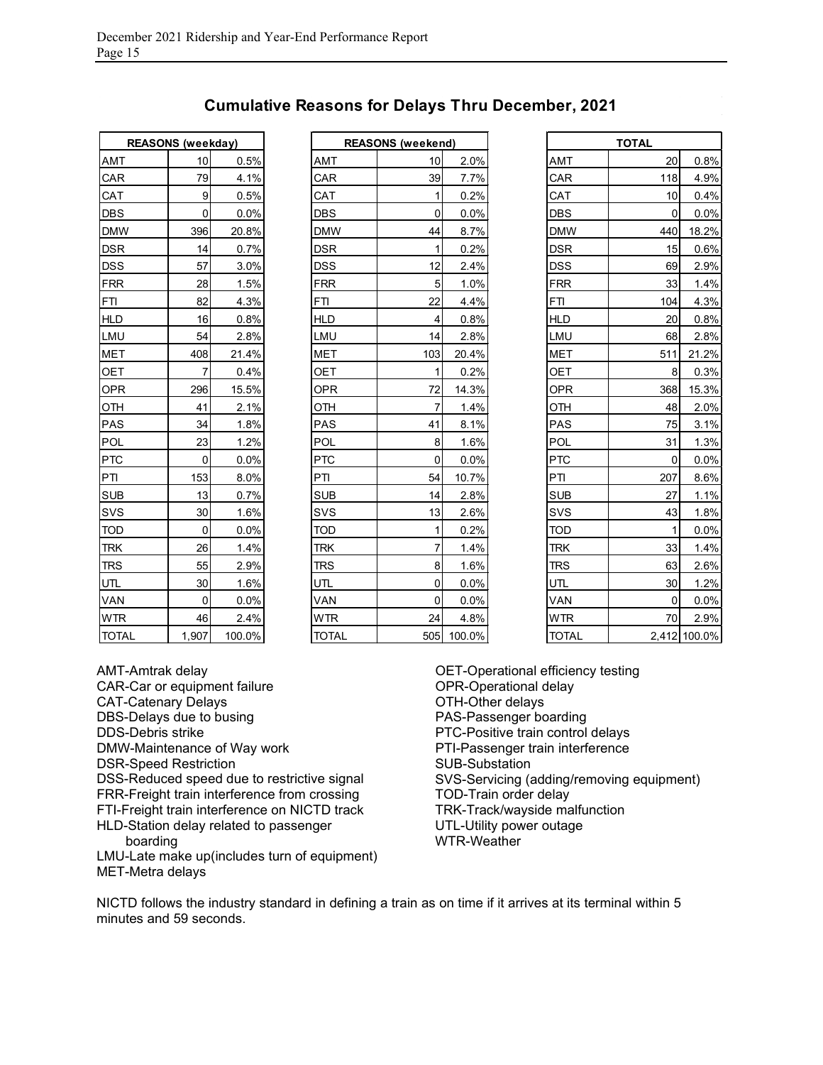## Cumulative Reasons for Delays Thru December, 2021

| REASONS (weekday) | | |
|---|---|---|
| AMT | 10 | 0.5% |
| CAR | 79 | 4.1% |
| CAT | 9 | 0.5% |
| DBS | 0 | 0.0% |
| DMW | 396 | 20.8% |
| DSR | 14 | 0.7% |
| DSS | 57 | 3.0% |
| FRR | 28 | 1.5% |
| FTI | 82 | 4.3% |
| HLD | 16 | 0.8% |
| LMU | 54 | 2.8% |
| MET | 408 | 21.4% |
| OET | 7 | 0.4% |
| OPR | 296 | 15.5% |
| OTH | 41 | 2.1% |
| PAS | 34 | 1.8% |
| POL | 23 | 1.2% |
| PTC | 0 | 0.0% |
| PTI | 153 | 8.0% |
| SUB | 13 | 0.7% |
| SVS | 30 | 1.6% |
| TOD | 0 | 0.0% |
| TRK | 26 | 1.4% |
| TRS | 55 | 2.9% |
| UTL | 30 | 1.6% |
| VAN | 0 | 0.0% |
| WTR | 46 | 2.4% |
| TOTAL | 1,907 | 100.0% |

| REASONS (weekend) | | |
|---|---|---|
| AMT | 10 | 2.0% |
| CAR | 39 | 7.7% |
| CAT | 1 | 0.2% |
| DBS | 0 | 0.0% |
| DMW | 44 | 8.7% |
| DSR | 1 | 0.2% |
| DSS | 12 | 2.4% |
| FRR | 5 | 1.0% |
| FTI | 22 | 4.4% |
| HLD | 4 | 0.8% |
| LMU | 14 | 2.8% |
| MET | 103 | 20.4% |
| OET | 1 | 0.2% |
| OPR | 72 | 14.3% |
| OTH | 7 | 1.4% |
| PAS | 41 | 8.1% |
| POL | 8 | 1.6% |
| PTC | 0 | 0.0% |
| PTI | 54 | 10.7% |
| SUB | 14 | 2.8% |
| SVS | 13 | 2.6% |
| TOD | 1 | 0.2% |
| TRK | 7 | 1.4% |
| TRS | 8 | 1.6% |
| UTL | 0 | 0.0% |
| VAN | 0 | 0.0% |
| WTR | 24 | 4.8% |
| TOTAL | 505 | 100.0% |

| TOTAL | | |
|---|---|---|
| AMT | 20 | 0.8% |
| CAR | 118 | 4.9% |
| CAT | 10 | 0.4% |
| DBS | 0 | 0.0% |
| DMW | 440 | 18.2% |
| DSR | 15 | 0.6% |
| DSS | 69 | 2.9% |
| FRR | 33 | 1.4% |
| FTI | 104 | 4.3% |
| HLD | 20 | 0.8% |
| LMU | 68 | 2.8% |
| MET | 511 | 21.2% |
| OET | 8 | 0.3% |
| OPR | 368 | 15.3% |
| OTH | 48 | 2.0% |
| PAS | 75 | 3.1% |
| POL | 31 | 1.3% |
| PTC | 0 | 0.0% |
| PTI | 207 | 8.6% |
| SUB | 27 | 1.1% |
| SVS | 43 | 1.8% |
| TOD | 1 | 0.0% |
| TRK | 33 | 1.4% |
| TRS | 63 | 2.6% |
| UTL | 30 | 1.2% |
| VAN | 0 | 0.0% |
| WTR | 70 | 2.9% |
| TOTAL | 2,412 | 100.0% |

AMT-Amtrak delay
CAR-Car or equipment failure
CAT-Catenary Delays
DBS-Delays due to busing
DDS-Debris strike
DMW-Maintenance of Way work
DSR-Speed Restriction
DSS-Reduced speed due to restrictive signal
FRR-Freight train interference from crossing
FTI-Freight train interference on NICTD track
HLD-Station delay related to passenger boarding
LMU-Late make up(includes turn of equipment)
MET-Metra delays
OET-Operational efficiency testing
OPR-Operational delay
OTH-Other delays
PAS-Passenger boarding
PTC-Positive train control delays
PTI-Passenger train interference
SUB-Substation
SVS-Servicing (adding/removing equipment)
TOD-Train order delay
TRK-Track/wayside malfunction
UTL-Utility power outage
WTR-Weather

NICTD follows the industry standard in defining a train as on time if it arrives at its terminal within 5 minutes and 59 seconds.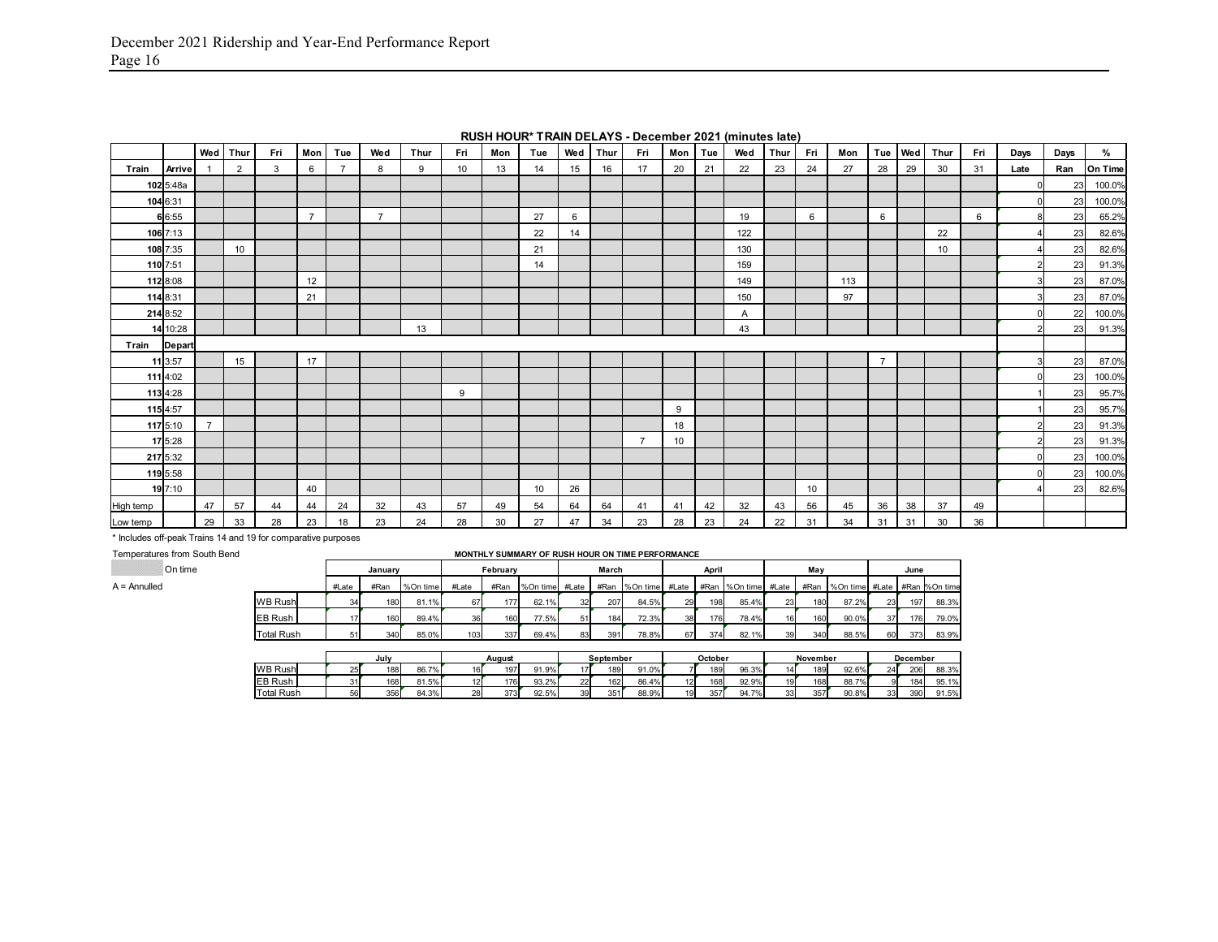# December 2021 Ridership and Year-End Performance Report

**RUSH HOUR* TRAIN DELAYS - December 2021 (minutes late)**

| | | Wed | Thur | Fri | Mon | Tue | Wed | Thur | Fri | Mon | Tue | Wed | Thur | Fri | Mon | Tue | Wed | Thur | Fri | Mon | Tue | Wed | Thur | Fri | Days | Days | % |
|---|---|---|---|---|---|---|---|---|---|---|---|---|---|---|---|---|---|---|---|---|---|---|---|---|---|---|---|
| **Train** | **Arrive** | 1 | 2 | 3 | 6 | 7 | 8 | 9 | 10 | 13 | 14 | 15 | 16 | 17 | 20 | 21 | 22 | 23 | 24 | 27 | 28 | 29 | 30 | 31 | **Late** | **Ran** | **On Time** |
| **102** | 5:48a | | | | | | | | | | | | | | | | | | | | | | | | 0 | 23 | 100.0% |
| **104** | 6:31 | | | | | | | | | | | | | | | | | | | | | | | | 0 | 23 | 100.0% |
| **6** | 6:55 | | | | 7 | | 7 | | | | 27 | 6 | | | | | 19 | | 6 | | 6 | | | 6 | 8 | 23 | 65.2% |
| **106** | 7:13 | | | | | | | | | | 22 | 14 | | | | | 122 | | | | | | 22 | | 4 | 23 | 82.6% |
| **108** | 7:35 | | 10 | | | | | | | | 21 | | | | | | 130 | | | | | | 10 | | 4 | 23 | 82.6% |
| **110** | 7:51 | | | | | | | | | | 14 | | | | | | 159 | | | | | | | | 2 | 23 | 91.3% |
| **112** | 8:08 | | | | 12 | | | | | | | | | | | | 149 | | | 113 | | | | | 3 | 23 | 87.0% |
| **114** | 8:31 | | | | 21 | | | | | | | | | | | | 150 | | | 97 | | | | | 3 | 23 | 87.0% |
| **214** | 8:52 | | | | | | | | | | | | | | | | A | | | | | | | | 0 | 22 | 100.0% |
| **14** | 10:28 | | | | | | | 13 | | | | | | | | | 43 | | | | | | | | 2 | 23 | 91.3% |
| **Train** | **Depart** | | | | | | | | | | | | | | | | | | | | | | | | | | |
| **11** | 3:57 | | 15 | | 17 | | | | | | | | | | | | | | | | 7 | | | | 3 | 23 | 87.0% |
| **111** | 4:02 | | | | | | | | | | | | | | | | | | | | | | | | 0 | 23 | 100.0% |
| **113** | 4:28 | | | | | | | | 9 | | | | | | | | | | | | | | | | 1 | 23 | 95.7% |
| **115** | 4:57 | | | | | | | | | | | | | | 9 | | | | | | | | | | 1 | 23 | 95.7% |
| **117** | 5:10 | 7 | | | | | | | | | | | | | 18 | | | | | | | | | | 2 | 23 | 91.3% |
| **17** | 5:28 | | | | | | | | | | | | | 7 | 10 | | | | | | | | | | 2 | 23 | 91.3% |
| **217** | 5:32 | | | | | | | | | | | | | | | | | | | | | | | | 0 | 23 | 100.0% |
| **119** | 5:58 | | | | | | | | | | | | | | | | | | | | | | | | 0 | 23 | 100.0% |
| **19** | 7:10 | | | | 40 | | | | | | 10 | 26 | | | | | | | 10 | | | | | | 4 | 23 | 82.6% |
| High temp | | 47 | 57 | 44 | 44 | 24 | 32 | 43 | 57 | 49 | 54 | 64 | 64 | 41 | 41 | 42 | 32 | 43 | 56 | 45 | 36 | 38 | 37 | 49 | | | |
| Low temp | | 29 | 33 | 28 | 23 | 18 | 23 | 24 | 28 | 30 | 27 | 47 | 34 | 23 | 28 | 23 | 24 | 22 | 31 | 34 | 31 | 31 | 30 | 36 | | | |

\* Includes off-peak Trains 14 and 19 for comparative purposes

Temperatures from South Bend

(shaded) On time

A = Annulled

**MONTHLY SUMMARY OF RUSH HOUR ON TIME PERFORMANCE**

| | January | | | February | | | March | | | April | | | May | | | June | | |
|---|---|---|---|---|---|---|---|---|---|---|---|---|---|---|---|---|---|---|
| | #Late | #Ran | %On time | #Late | #Ran | %On time | #Late | #Ran | %On time | #Late | #Ran | %On time | #Late | #Ran | %On time | #Late | #Ran | %On time |
| WB Rush | 34 | 180 | 81.1% | 67 | 177 | 62.1% | 32 | 207 | 84.5% | 29 | 198 | 85.4% | 23 | 180 | 87.2% | 23 | 197 | 88.3% |
| EB Rush | 17 | 160 | 89.4% | 36 | 160 | 77.5% | 51 | 184 | 72.3% | 38 | 176 | 78.4% | 16 | 160 | 90.0% | 37 | 176 | 79.0% |
| Total Rush | 51 | 340 | 85.0% | 103 | 337 | 69.4% | 83 | 391 | 78.8% | 67 | 374 | 82.1% | 39 | 340 | 88.5% | 60 | 373 | 83.9% |

| | July | | | August | | | September | | | October | | | November | | | December | | |
|---|---|---|---|---|---|---|---|---|---|---|---|---|---|---|---|---|---|---|
| WB Rush | 25 | 188 | 86.7% | 16 | 197 | 91.9% | 17 | 189 | 91.0% | 7 | 189 | 96.3% | 14 | 189 | 92.6% | 24 | 206 | 88.3% |
| EB Rush | 31 | 168 | 81.5% | 12 | 176 | 93.2% | 22 | 162 | 86.4% | 12 | 168 | 92.9% | 19 | 168 | 88.7% | 9 | 184 | 95.1% |
| Total Rush | 56 | 356 | 84.3% | 28 | 373 | 92.5% | 39 | 351 | 88.9% | 19 | 357 | 94.7% | 33 | 357 | 90.8% | 33 | 390 | 91.5% |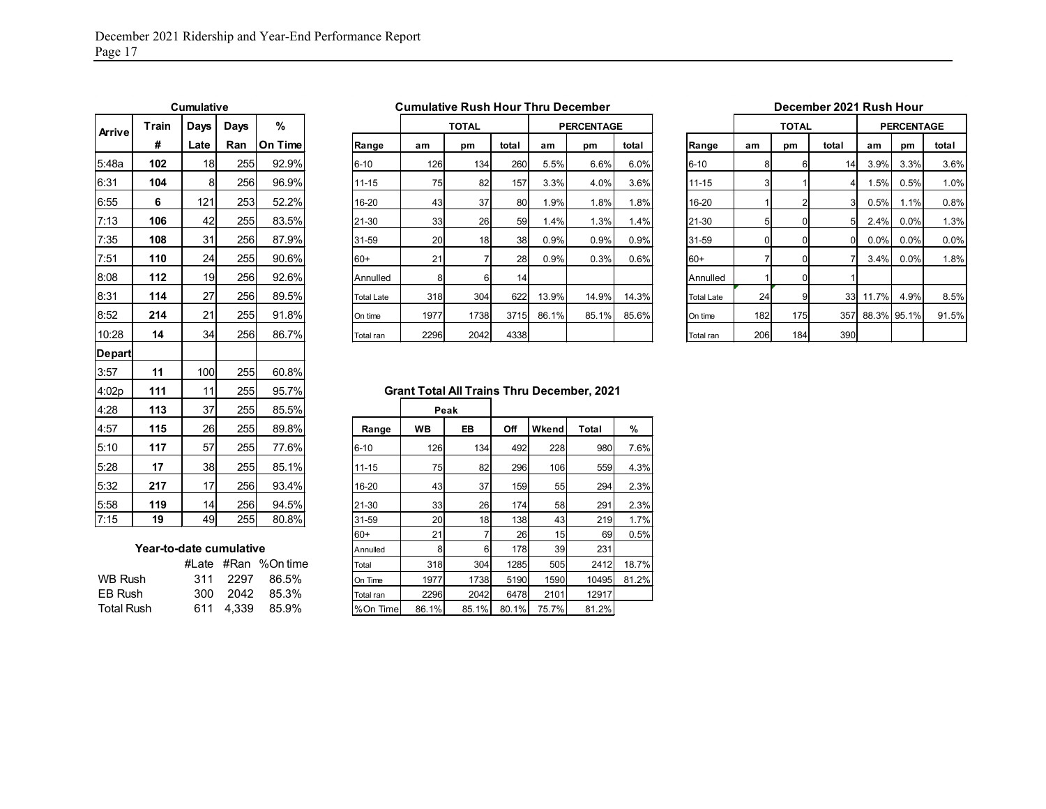### Cumulative

| Arrive | Train # | Days Late | Days Ran | % On Time |
|---|---|---|---|---|
| 5:48a | **102** | 18 | 255 | 92.9% |
| 6:31 | **104** | 8 | 256 | 96.9% |
| 6:55 | **6** | 121 | 253 | 52.2% |
| 7:13 | **106** | 42 | 255 | 83.5% |
| 7:35 | **108** | 31 | 256 | 87.9% |
| 7:51 | **110** | 24 | 255 | 90.6% |
| 8:08 | **112** | 19 | 256 | 92.6% |
| 8:31 | **114** | 27 | 256 | 89.5% |
| 8:52 | **214** | 21 | 255 | 91.8% |
| 10:28 | **14** | 34 | 256 | 86.7% |
| **Depart** | | | | |
| 3:57 | **11** | 100 | 255 | 60.8% |
| 4:02p | **111** | 11 | 255 | 95.7% |
| 4:28 | **113** | 37 | 255 | 85.5% |
| 4:57 | **115** | 26 | 255 | 89.8% |
| 5:10 | **117** | 57 | 255 | 77.6% |
| 5:28 | **17** | 38 | 255 | 85.1% |
| 5:32 | **217** | 17 | 256 | 93.4% |
| 5:58 | **119** | 14 | 256 | 94.5% |
| 7:15 | **19** | 49 | 255 | 80.8% |

### Year-to-date cumulative

| | #Late | #Ran | %On time |
|---|---|---|---|
| WB Rush | 311 | 2297 | 86.5% |
| EB Rush | 300 | 2042 | 85.3% |
| Total Rush | 611 | 4,339 | 85.9% |

### Cumulative Rush Hour Thru December

| | TOTAL | | | PERCENTAGE | | |
|---|---|---|---|---|---|---|
| Range | am | pm | total | am | pm | total |
| 6-10 | 126 | 134 | 260 | 5.5% | 6.6% | 6.0% |
| 11-15 | 75 | 82 | 157 | 3.3% | 4.0% | 3.6% |
| 16-20 | 43 | 37 | 80 | 1.9% | 1.8% | 1.8% |
| 21-30 | 33 | 26 | 59 | 1.4% | 1.3% | 1.4% |
| 31-59 | 20 | 18 | 38 | 0.9% | 0.9% | 0.9% |
| 60+ | 21 | 7 | 28 | 0.9% | 0.3% | 0.6% |
| Annulled | 8 | 6 | 14 | | | |
| Total Late | 318 | 304 | 622 | 13.9% | 14.9% | 14.3% |
| On time | 1977 | 1738 | 3715 | 86.1% | 85.1% | 85.6% |
| Total ran | 2296 | 2042 | 4338 | | | |

### Grant Total All Trains Thru December, 2021

| | Peak | | | | | |
|---|---|---|---|---|---|---|
| Range | WB | EB | Off | Wkend | Total | % |
| 6-10 | 126 | 134 | 492 | 228 | 980 | 7.6% |
| 11-15 | 75 | 82 | 296 | 106 | 559 | 4.3% |
| 16-20 | 43 | 37 | 159 | 55 | 294 | 2.3% |
| 21-30 | 33 | 26 | 174 | 58 | 291 | 2.3% |
| 31-59 | 20 | 18 | 138 | 43 | 219 | 1.7% |
| 60+ | 21 | 7 | 26 | 15 | 69 | 0.5% |
| Annulled | 8 | 6 | 178 | 39 | 231 | |
| Total | 318 | 304 | 1285 | 505 | 2412 | 18.7% |
| On Time | 1977 | 1738 | 5190 | 1590 | 10495 | 81.2% |
| Total ran | 2296 | 2042 | 6478 | 2101 | 12917 | |
| %On Time | 86.1% | 85.1% | 80.1% | 75.7% | 81.2% | |

### December 2021 Rush Hour

| | TOTAL | | | PERCENTAGE | | |
|---|---|---|---|---|---|---|
| Range | am | pm | total | am | pm | total |
| 6-10 | 8 | 6 | 14 | 3.9% | 3.3% | 3.6% |
| 11-15 | 3 | 1 | 4 | 1.5% | 0.5% | 1.0% |
| 16-20 | 1 | 2 | 3 | 0.5% | 1.1% | 0.8% |
| 21-30 | 5 | 0 | 5 | 2.4% | 0.0% | 1.3% |
| 31-59 | 0 | 0 | 0 | 0.0% | 0.0% | 0.0% |
| 60+ | 7 | 0 | 7 | 3.4% | 0.0% | 1.8% |
| Annulled | 1 | 0 | 1 | | | |
| Total Late | 24 | 9 | 33 | 11.7% | 4.9% | 8.5% |
| On time | 182 | 175 | 357 | 88.3% | 95.1% | 91.5% |
| Total ran | 206 | 184 | 390 | | | |